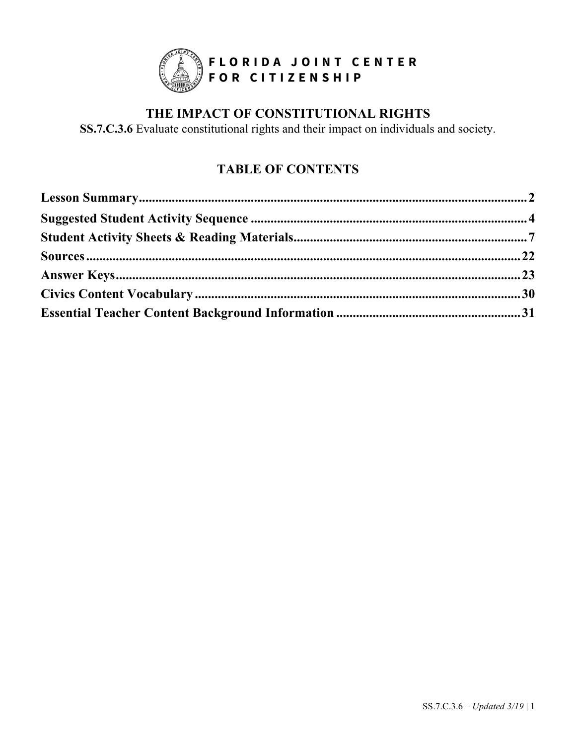**FLORIDA JOINT CENTER FOR CITIZENSHIP**

# THE IMPACT OF CONSTITUTIONAL RIGHTS

**SS.7.C.3.6** Evaluate constitutional rights and their impact on individuals and society.

## TABLE OF CONTENTS

**Lesson Summary**........................................................................................................2
**Suggested Student Activity Sequence**......................................................................4
**Student Activity Sheets & Reading Materials**..........................................................7
**Sources**......................................................................................................................22
**Answer Keys**.............................................................................................................23
**Civics Content Vocabulary**.......................................................................................30
**Essential Teacher Content Background Information**...............................................31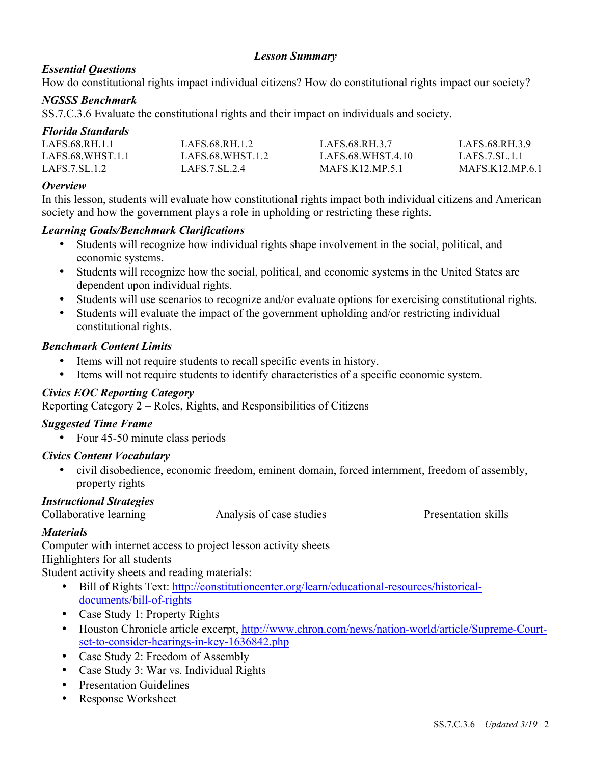## *Lesson Summary*

### *Essential Questions*

How do constitutional rights impact individual citizens? How do constitutional rights impact our society?

### *NGSSS Benchmark*

SS.7.C.3.6 Evaluate the constitutional rights and their impact on individuals and society.

### *Florida Standards*

| | | | |
|---|---|---|---|
| LAFS.68.RH.1.1 | LAFS.68.RH.1.2 | LAFS.68.RH.3.7 | LAFS.68.RH.3.9 |
| LAFS.68.WHST.1.1 | LAFS.68.WHST.1.2 | LAFS.68.WHST.4.10 | LAFS.7.SL.1.1 |
| LAFS.7.SL.1.2 | LAFS.7.SL.2.4 | MAFS.K12.MP.5.1 | MAFS.K12.MP.6.1 |

### *Overview*

In this lesson, students will evaluate how constitutional rights impact both individual citizens and American society and how the government plays a role in upholding or restricting these rights.

### *Learning Goals/Benchmark Clarifications*

- Students will recognize how individual rights shape involvement in the social, political, and economic systems.
- Students will recognize how the social, political, and economic systems in the United States are dependent upon individual rights.
- Students will use scenarios to recognize and/or evaluate options for exercising constitutional rights.
- Students will evaluate the impact of the government upholding and/or restricting individual constitutional rights.

### *Benchmark Content Limits*

- Items will not require students to recall specific events in history.
- Items will not require students to identify characteristics of a specific economic system.

### *Civics EOC Reporting Category*

Reporting Category 2 – Roles, Rights, and Responsibilities of Citizens

### *Suggested Time Frame*

- Four 45-50 minute class periods

### *Civics Content Vocabulary*

- civil disobedience, economic freedom, eminent domain, forced internment, freedom of assembly, property rights

### *Instructional Strategies*

Collaborative learning

Analysis of case studies

Presentation skills

### *Materials*

Computer with internet access to project lesson activity sheets

Highlighters for all students

Student activity sheets and reading materials:

- Bill of Rights Text: [http://constitutioncenter.org/learn/educational-resources/historical-documents/bill-of-rights](http://constitutioncenter.org/learn/educational-resources/historical-documents/bill-of-rights)
- Case Study 1: Property Rights
- Houston Chronicle article excerpt, [http://www.chron.com/news/nation-world/article/Supreme-Court-set-to-consider-hearings-in-key-1636842.php](http://www.chron.com/news/nation-world/article/Supreme-Court-set-to-consider-hearings-in-key-1636842.php)
- Case Study 2: Freedom of Assembly
- Case Study 3: War vs. Individual Rights
- Presentation Guidelines
- Response Worksheet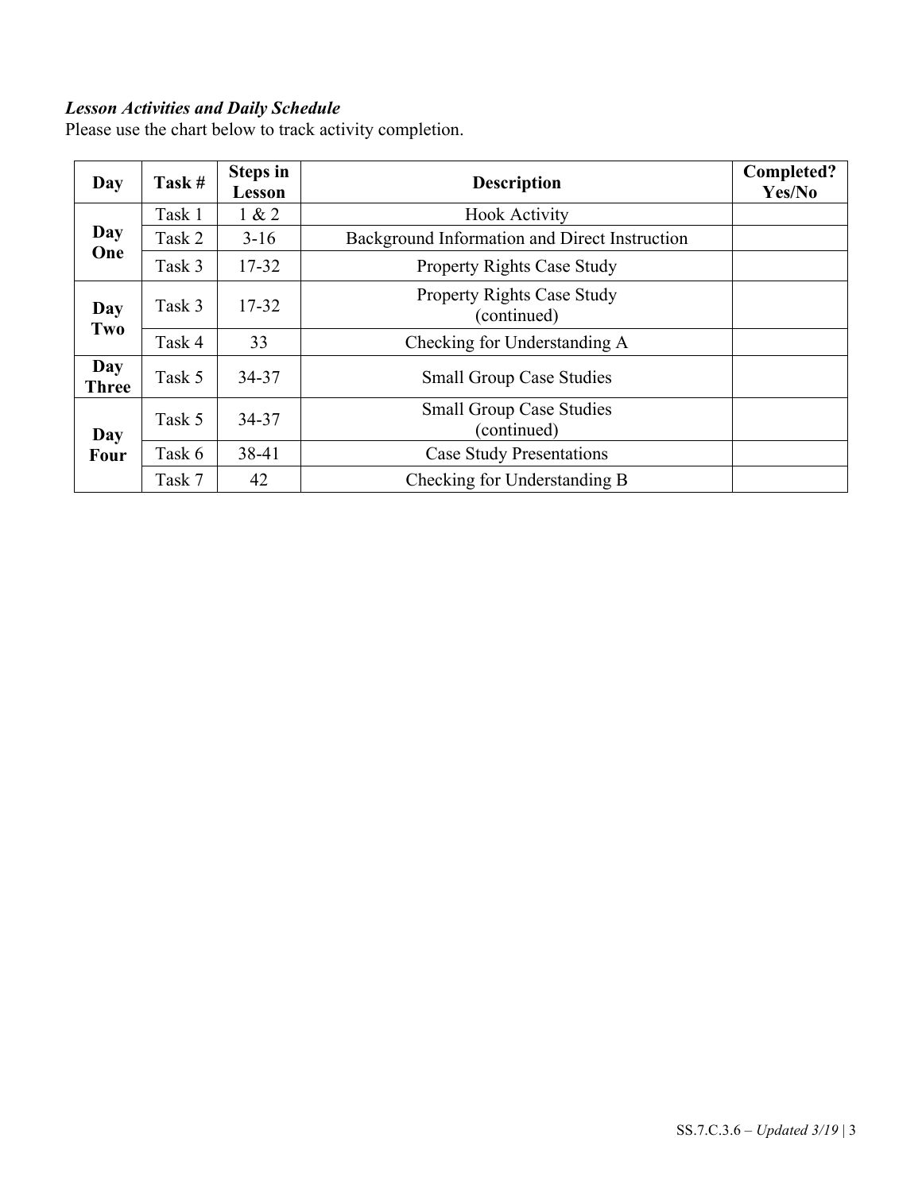***Lesson Activities and Daily Schedule***

Please use the chart below to track activity completion.

| Day | Task # | Steps in Lesson | Description | Completed? Yes/No |
|---|---|---|---|---|
| **Day One** | Task 1 | 1 & 2 | Hook Activity | |
| | Task 2 | 3-16 | Background Information and Direct Instruction | |
| | Task 3 | 17-32 | Property Rights Case Study | |
| **Day Two** | Task 3 | 17-32 | Property Rights Case Study (continued) | |
| | Task 4 | 33 | Checking for Understanding A | |
| **Day Three** | Task 5 | 34-37 | Small Group Case Studies | |
| **Day Four** | Task 5 | 34-37 | Small Group Case Studies (continued) | |
| | Task 6 | 38-41 | Case Study Presentations | |
| | Task 7 | 42 | Checking for Understanding B | |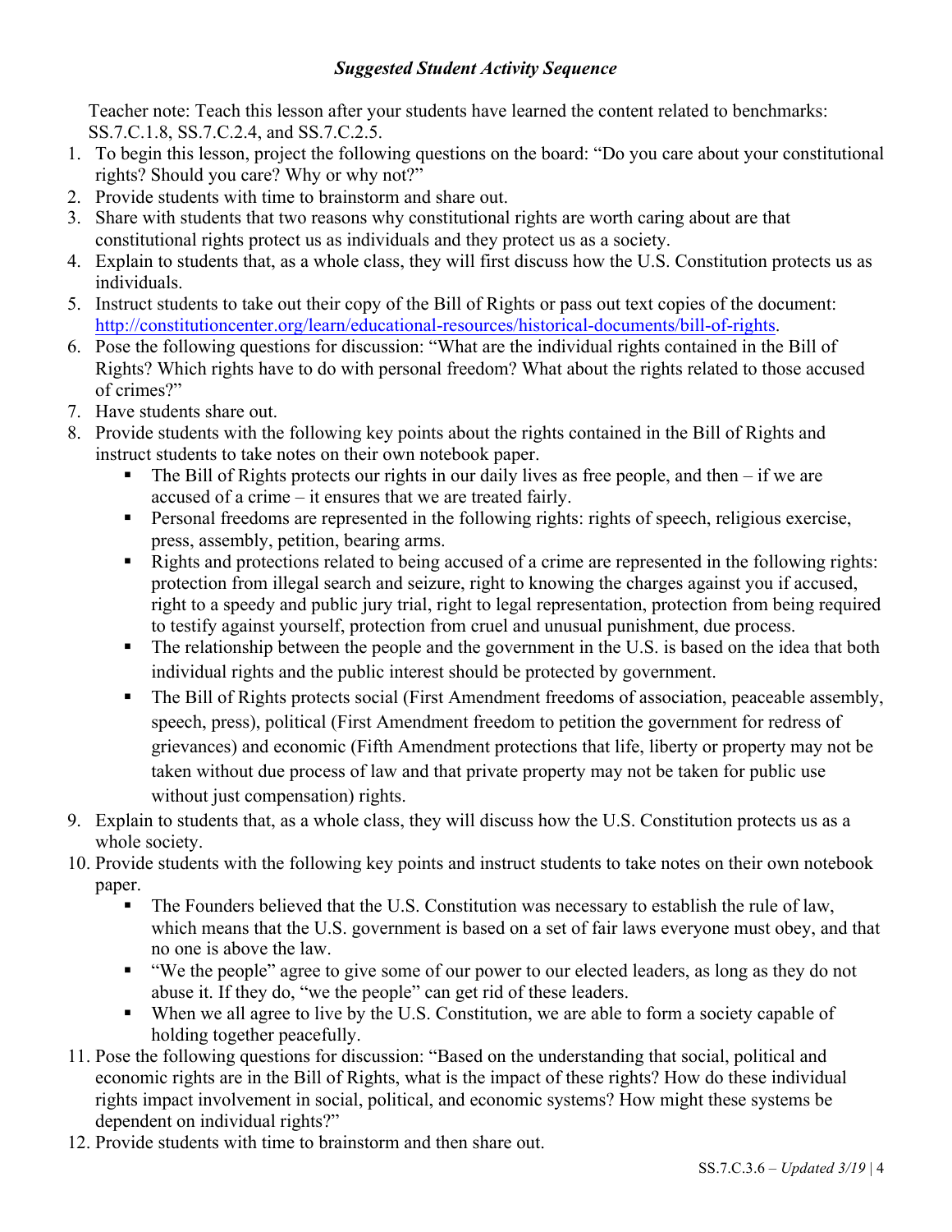***Suggested Student Activity Sequence***

Teacher note: Teach this lesson after your students have learned the content related to benchmarks: SS.7.C.1.8, SS.7.C.2.4, and SS.7.C.2.5.

1. To begin this lesson, project the following questions on the board: "Do you care about your constitutional rights? Should you care? Why or why not?"
2. Provide students with time to brainstorm and share out.
3. Share with students that two reasons why constitutional rights are worth caring about are that constitutional rights protect us as individuals and they protect us as a society.
4. Explain to students that, as a whole class, they will first discuss how the U.S. Constitution protects us as individuals.
5. Instruct students to take out their copy of the Bill of Rights or pass out text copies of the document: [http://constitutioncenter.org/learn/educational-resources/historical-documents/bill-of-rights](http://constitutioncenter.org/learn/educational-resources/historical-documents/bill-of-rights).
6. Pose the following questions for discussion: "What are the individual rights contained in the Bill of Rights? Which rights have to do with personal freedom? What about the rights related to those accused of crimes?"
7. Have students share out.
8. Provide students with the following key points about the rights contained in the Bill of Rights and instruct students to take notes on their own notebook paper.
   - The Bill of Rights protects our rights in our daily lives as free people, and then – if we are accused of a crime – it ensures that we are treated fairly.
   - Personal freedoms are represented in the following rights: rights of speech, religious exercise, press, assembly, petition, bearing arms.
   - Rights and protections related to being accused of a crime are represented in the following rights: protection from illegal search and seizure, right to knowing the charges against you if accused, right to a speedy and public jury trial, right to legal representation, protection from being required to testify against yourself, protection from cruel and unusual punishment, due process.
   - The relationship between the people and the government in the U.S. is based on the idea that both individual rights and the public interest should be protected by government.
   - The Bill of Rights protects social (First Amendment freedoms of association, peaceable assembly, speech, press), political (First Amendment freedom to petition the government for redress of grievances) and economic (Fifth Amendment protections that life, liberty or property may not be taken without due process of law and that private property may not be taken for public use without just compensation) rights.
9. Explain to students that, as a whole class, they will discuss how the U.S. Constitution protects us as a whole society.
10. Provide students with the following key points and instruct students to take notes on their own notebook paper.
    - The Founders believed that the U.S. Constitution was necessary to establish the rule of law, which means that the U.S. government is based on a set of fair laws everyone must obey, and that no one is above the law.
    - "We the people" agree to give some of our power to our elected leaders, as long as they do not abuse it. If they do, "we the people" can get rid of these leaders.
    - When we all agree to live by the U.S. Constitution, we are able to form a society capable of holding together peacefully.
11. Pose the following questions for discussion: "Based on the understanding that social, political and economic rights are in the Bill of Rights, what is the impact of these rights? How do these individual rights impact involvement in social, political, and economic systems? How might these systems be dependent on individual rights?"
12. Provide students with time to brainstorm and then share out.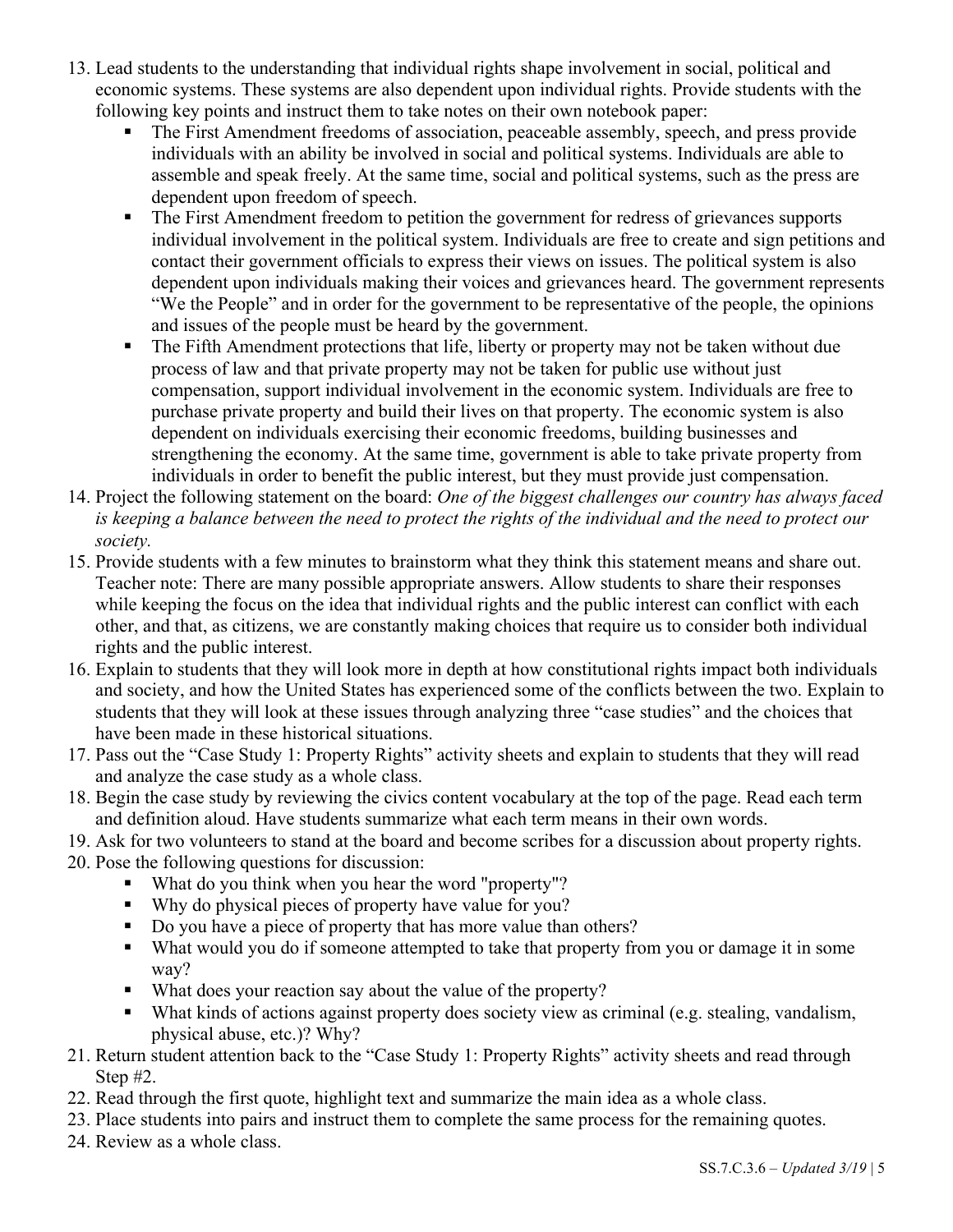13. Lead students to the understanding that individual rights shape involvement in social, political and economic systems. These systems are also dependent upon individual rights. Provide students with the following key points and instruct them to take notes on their own notebook paper:
    - The First Amendment freedoms of association, peaceable assembly, speech, and press provide individuals with an ability be involved in social and political systems. Individuals are able to assemble and speak freely. At the same time, social and political systems, such as the press are dependent upon freedom of speech.
    - The First Amendment freedom to petition the government for redress of grievances supports individual involvement in the political system. Individuals are free to create and sign petitions and contact their government officials to express their views on issues. The political system is also dependent upon individuals making their voices and grievances heard. The government represents "We the People" and in order for the government to be representative of the people, the opinions and issues of the people must be heard by the government.
    - The Fifth Amendment protections that life, liberty or property may not be taken without due process of law and that private property may not be taken for public use without just compensation, support individual involvement in the economic system. Individuals are free to purchase private property and build their lives on that property. The economic system is also dependent on individuals exercising their economic freedoms, building businesses and strengthening the economy. At the same time, government is able to take private property from individuals in order to benefit the public interest, but they must provide just compensation.
14. Project the following statement on the board: *One of the biggest challenges our country has always faced is keeping a balance between the need to protect the rights of the individual and the need to protect our society.*
15. Provide students with a few minutes to brainstorm what they think this statement means and share out. Teacher note: There are many possible appropriate answers. Allow students to share their responses while keeping the focus on the idea that individual rights and the public interest can conflict with each other, and that, as citizens, we are constantly making choices that require us to consider both individual rights and the public interest.
16. Explain to students that they will look more in depth at how constitutional rights impact both individuals and society, and how the United States has experienced some of the conflicts between the two. Explain to students that they will look at these issues through analyzing three "case studies" and the choices that have been made in these historical situations.
17. Pass out the "Case Study 1: Property Rights" activity sheets and explain to students that they will read and analyze the case study as a whole class.
18. Begin the case study by reviewing the civics content vocabulary at the top of the page. Read each term and definition aloud. Have students summarize what each term means in their own words.
19. Ask for two volunteers to stand at the board and become scribes for a discussion about property rights.
20. Pose the following questions for discussion:
    - What do you think when you hear the word "property"?
    - Why do physical pieces of property have value for you?
    - Do you have a piece of property that has more value than others?
    - What would you do if someone attempted to take that property from you or damage it in some way?
    - What does your reaction say about the value of the property?
    - What kinds of actions against property does society view as criminal (e.g. stealing, vandalism, physical abuse, etc.)? Why?
21. Return student attention back to the "Case Study 1: Property Rights" activity sheets and read through Step #2.
22. Read through the first quote, highlight text and summarize the main idea as a whole class.
23. Place students into pairs and instruct them to complete the same process for the remaining quotes.
24. Review as a whole class.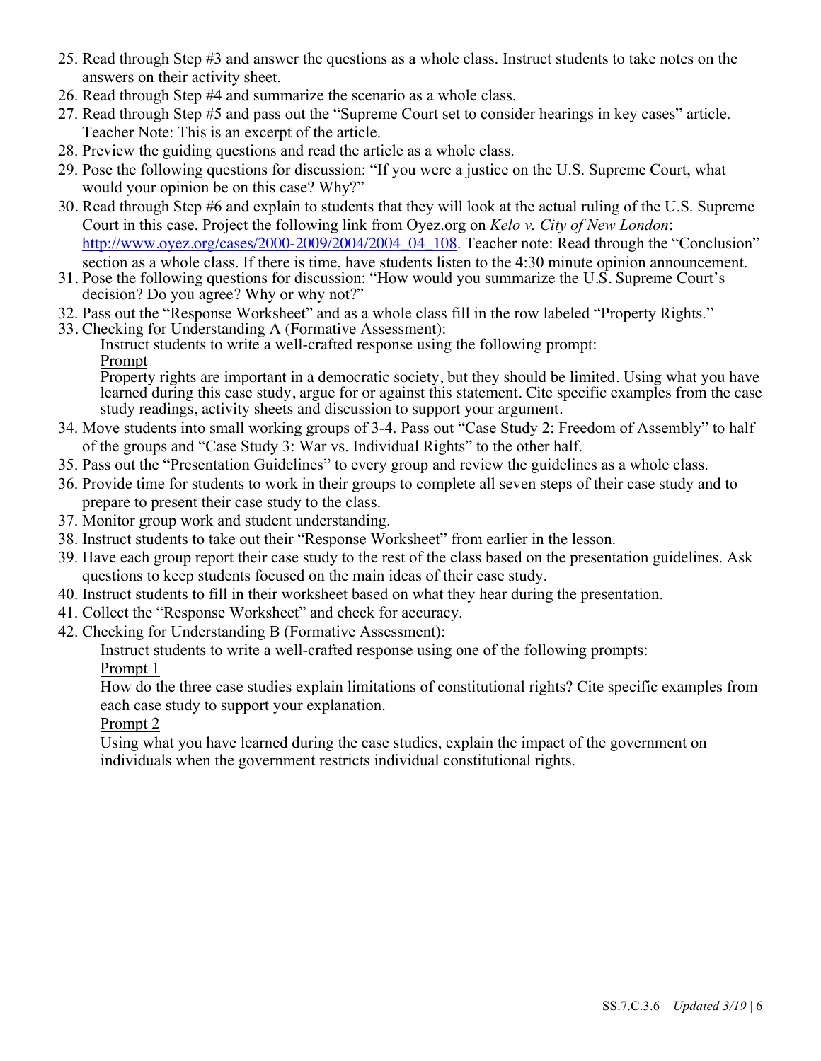25. Read through Step #3 and answer the questions as a whole class. Instruct students to take notes on the answers on their activity sheet.
26. Read through Step #4 and summarize the scenario as a whole class.
27. Read through Step #5 and pass out the "Supreme Court set to consider hearings in key cases" article. Teacher Note: This is an excerpt of the article.
28. Preview the guiding questions and read the article as a whole class.
29. Pose the following questions for discussion: "If you were a justice on the U.S. Supreme Court, what would your opinion be on this case? Why?"
30. Read through Step #6 and explain to students that they will look at the actual ruling of the U.S. Supreme Court in this case. Project the following link from Oyez.org on *Kelo v. City of New London*: [http://www.oyez.org/cases/2000-2009/2004/2004_04_108](http://www.oyez.org/cases/2000-2009/2004/2004_04_108). Teacher note: Read through the "Conclusion" section as a whole class. If there is time, have students listen to the 4:30 minute opinion announcement.
31. Pose the following questions for discussion: "How would you summarize the U.S. Supreme Court's decision? Do you agree? Why or why not?"
32. Pass out the "Response Worksheet" and as a whole class fill in the row labeled "Property Rights."
33. Checking for Understanding A (Formative Assessment):

    Instruct students to write a well-crafted response using the following prompt:

    <u>Prompt</u>

    Property rights are important in a democratic society, but they should be limited. Using what you have learned during this case study, argue for or against this statement. Cite specific examples from the case study readings, activity sheets and discussion to support your argument.
34. Move students into small working groups of 3-4. Pass out "Case Study 2: Freedom of Assembly" to half of the groups and "Case Study 3: War vs. Individual Rights" to the other half.
35. Pass out the "Presentation Guidelines" to every group and review the guidelines as a whole class.
36. Provide time for students to work in their groups to complete all seven steps of their case study and to prepare to present their case study to the class.
37. Monitor group work and student understanding.
38. Instruct students to take out their "Response Worksheet" from earlier in the lesson.
39. Have each group report their case study to the rest of the class based on the presentation guidelines. Ask questions to keep students focused on the main ideas of their case study.
40. Instruct students to fill in their worksheet based on what they hear during the presentation.
41. Collect the "Response Worksheet" and check for accuracy.
42. Checking for Understanding B (Formative Assessment):

    Instruct students to write a well-crafted response using one of the following prompts:

    <u>Prompt 1</u>

    How do the three case studies explain limitations of constitutional rights? Cite specific examples from each case study to support your explanation.

    <u>Prompt 2</u>

    Using what you have learned during the case studies, explain the impact of the government on individuals when the government restricts individual constitutional rights.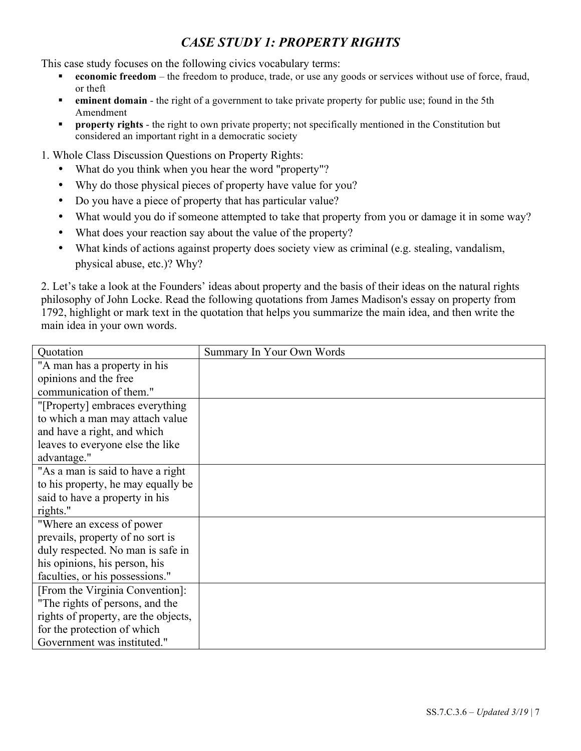## *CASE STUDY 1: PROPERTY RIGHTS*

This case study focuses on the following civics vocabulary terms:

- **economic freedom** – the freedom to produce, trade, or use any goods or services without use of force, fraud, or theft
- **eminent domain** - the right of a government to take private property for public use; found in the 5th Amendment
- **property rights** - the right to own private property; not specifically mentioned in the Constitution but considered an important right in a democratic society

1. Whole Class Discussion Questions on Property Rights:
   - What do you think when you hear the word "property"?
   - Why do those physical pieces of property have value for you?
   - Do you have a piece of property that has particular value?
   - What would you do if someone attempted to take that property from you or damage it in some way?
   - What does your reaction say about the value of the property?
   - What kinds of actions against property does society view as criminal (e.g. stealing, vandalism, physical abuse, etc.)? Why?

2. Let's take a look at the Founders' ideas about property and the basis of their ideas on the natural rights philosophy of John Locke. Read the following quotations from James Madison's essay on property from 1792, highlight or mark text in the quotation that helps you summarize the main idea, and then write the main idea in your own words.

| Quotation | Summary In Your Own Words |
|---|---|
| "A man has a property in his opinions and the free communication of them." | |
| "[Property] embraces everything to which a man may attach value and have a right, and which leaves to everyone else the like advantage." | |
| "As a man is said to have a right to his property, he may equally be said to have a property in his rights." | |
| "Where an excess of power prevails, property of no sort is duly respected. No man is safe in his opinions, his person, his faculties, or his possessions." | |
| [From the Virginia Convention]: "The rights of persons, and the rights of property, are the objects, for the protection of which Government was instituted." | |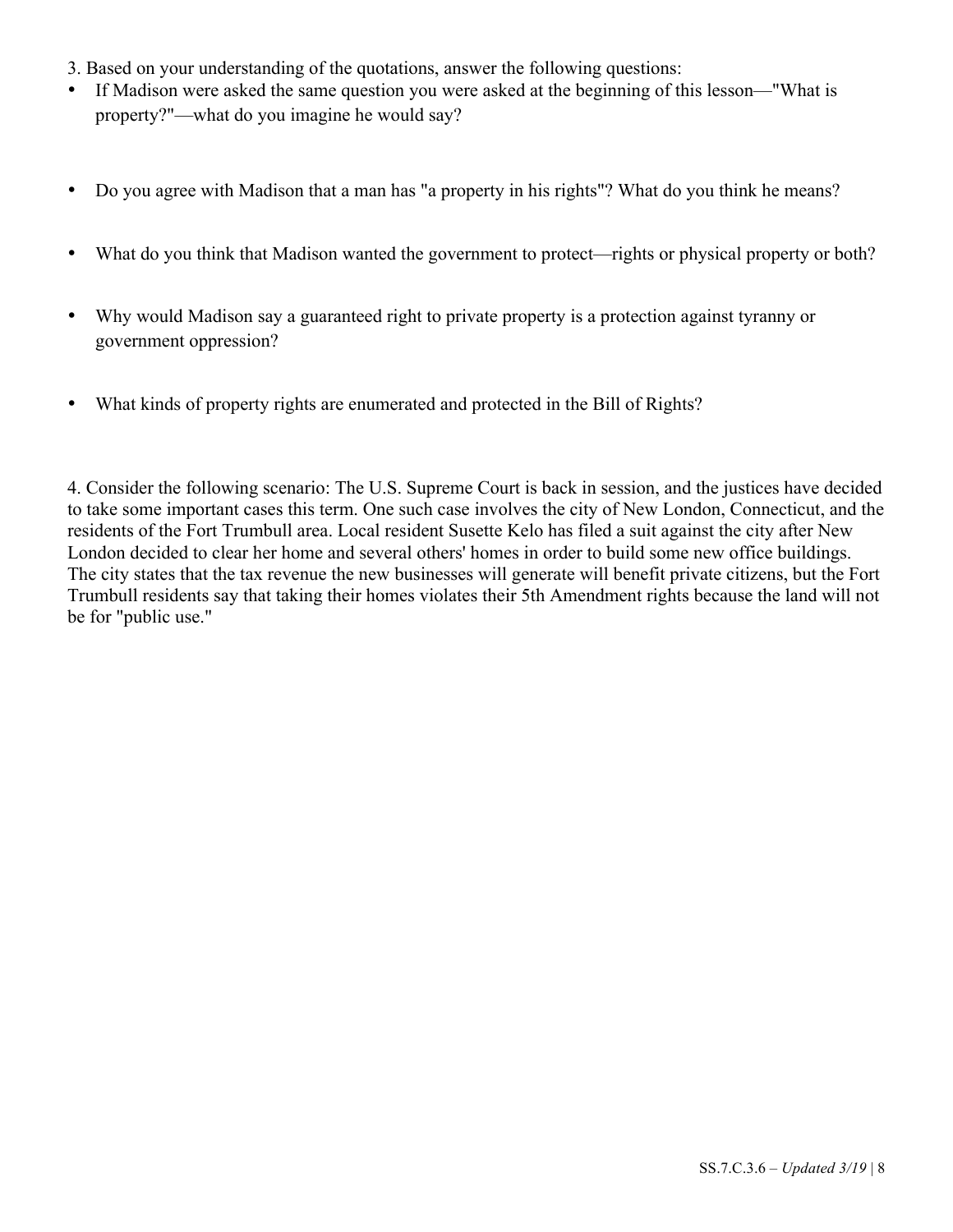3. Based on your understanding of the quotations, answer the following questions:

- If Madison were asked the same question you were asked at the beginning of this lesson—"What is property?"—what do you imagine he would say?
- Do you agree with Madison that a man has "a property in his rights"? What do you think he means?
- What do you think that Madison wanted the government to protect—rights or physical property or both?
- Why would Madison say a guaranteed right to private property is a protection against tyranny or government oppression?
- What kinds of property rights are enumerated and protected in the Bill of Rights?

4. Consider the following scenario: The U.S. Supreme Court is back in session, and the justices have decided to take some important cases this term. One such case involves the city of New London, Connecticut, and the residents of the Fort Trumbull area. Local resident Susette Kelo has filed a suit against the city after New London decided to clear her home and several others' homes in order to build some new office buildings. The city states that the tax revenue the new businesses will generate will benefit private citizens, but the Fort Trumbull residents say that taking their homes violates their 5th Amendment rights because the land will not be for "public use."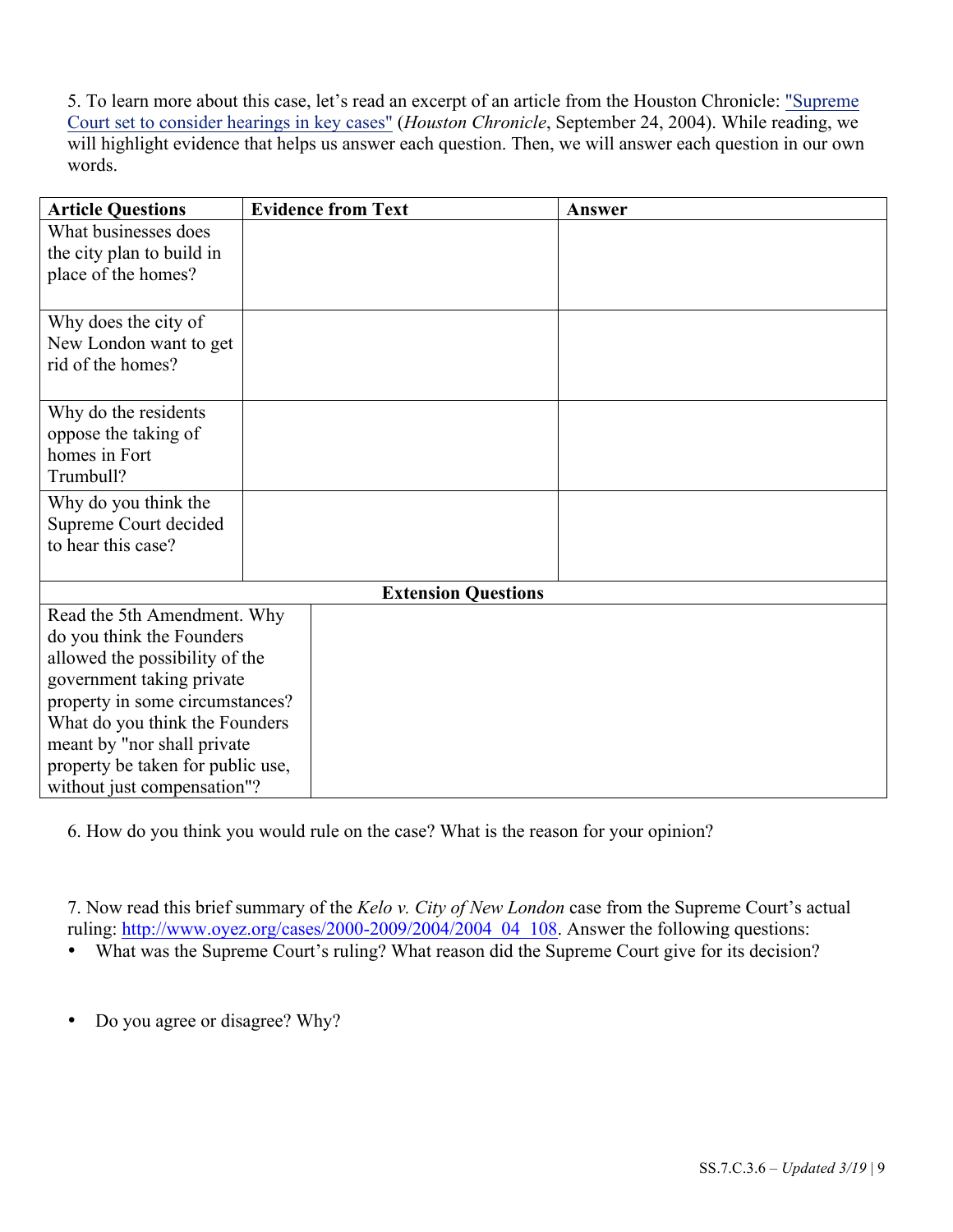5. To learn more about this case, let's read an excerpt of an article from the Houston Chronicle: ["Supreme Court set to consider hearings in key cases"](#) (*Houston Chronicle*, September 24, 2004). While reading, we will highlight evidence that helps us answer each question. Then, we will answer each question in our own words.

| Article Questions | Evidence from Text | Answer |
|---|---|---|
| What businesses does the city plan to build in place of the homes? | | |
| Why does the city of New London want to get rid of the homes? | | |
| Why do the residents oppose the taking of homes in Fort Trumbull? | | |
| Why do you think the Supreme Court decided to hear this case? | | |
| **Extension Questions** | | |
| Read the 5th Amendment. Why do you think the Founders allowed the possibility of the government taking private property in some circumstances? What do you think the Founders meant by "nor shall private property be taken for public use, without just compensation"? | | |

6. How do you think you would rule on the case? What is the reason for your opinion?

7. Now read this brief summary of the *Kelo v. City of New London* case from the Supreme Court's actual ruling: http://www.oyez.org/cases/2000-2009/2004/2004_04_108. Answer the following questions:

- What was the Supreme Court's ruling? What reason did the Supreme Court give for its decision?

- Do you agree or disagree? Why?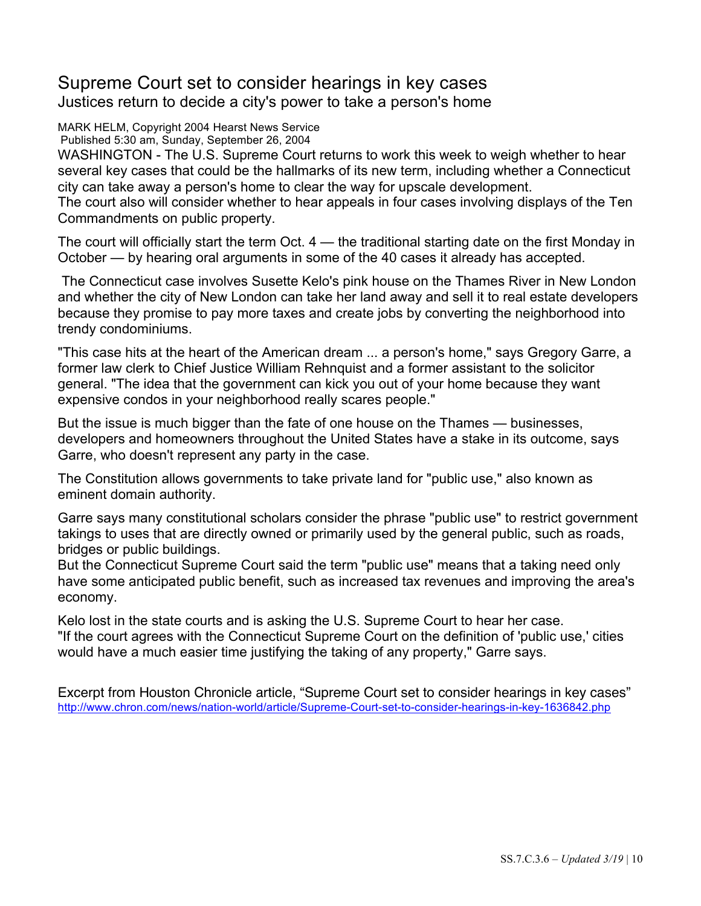# Supreme Court set to consider hearings in key cases

## Justices return to decide a city's power to take a person's home

MARK HELM, Copyright 2004 Hearst News Service
Published 5:30 am, Sunday, September 26, 2004

WASHINGTON - The U.S. Supreme Court returns to work this week to weigh whether to hear several key cases that could be the hallmarks of its new term, including whether a Connecticut city can take away a person's home to clear the way for upscale development.
The court also will consider whether to hear appeals in four cases involving displays of the Ten Commandments on public property.

The court will officially start the term Oct. 4 — the traditional starting date on the first Monday in October — by hearing oral arguments in some of the 40 cases it already has accepted.

The Connecticut case involves Susette Kelo's pink house on the Thames River in New London and whether the city of New London can take her land away and sell it to real estate developers because they promise to pay more taxes and create jobs by converting the neighborhood into trendy condominiums.

"This case hits at the heart of the American dream ... a person's home," says Gregory Garre, a former law clerk to Chief Justice William Rehnquist and a former assistant to the solicitor general. "The idea that the government can kick you out of your home because they want expensive condos in your neighborhood really scares people."

But the issue is much bigger than the fate of one house on the Thames — businesses, developers and homeowners throughout the United States have a stake in its outcome, says Garre, who doesn't represent any party in the case.

The Constitution allows governments to take private land for "public use," also known as eminent domain authority.

Garre says many constitutional scholars consider the phrase "public use" to restrict government takings to uses that are directly owned or primarily used by the general public, such as roads, bridges or public buildings.
But the Connecticut Supreme Court said the term "public use" means that a taking need only have some anticipated public benefit, such as increased tax revenues and improving the area's economy.

Kelo lost in the state courts and is asking the U.S. Supreme Court to hear her case.
"If the court agrees with the Connecticut Supreme Court on the definition of 'public use,' cities would have a much easier time justifying the taking of any property," Garre says.

Excerpt from Houston Chronicle article, "Supreme Court set to consider hearings in key cases"
http://www.chron.com/news/nation-world/article/Supreme-Court-set-to-consider-hearings-in-key-1636842.php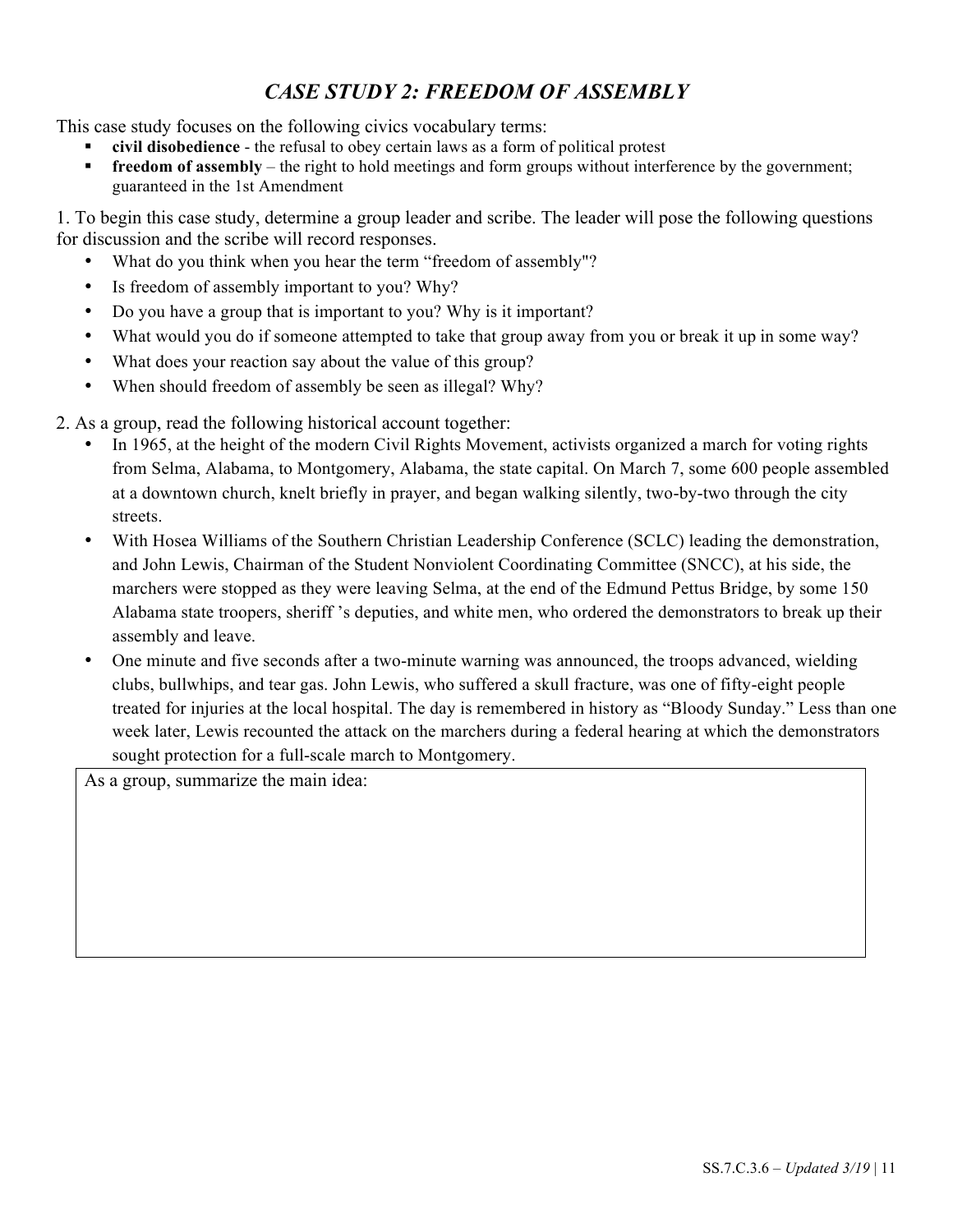# *CASE STUDY 2: FREEDOM OF ASSEMBLY*

This case study focuses on the following civics vocabulary terms:

- **civil disobedience** - the refusal to obey certain laws as a form of political protest
- **freedom of assembly** – the right to hold meetings and form groups without interference by the government; guaranteed in the 1st Amendment

1. To begin this case study, determine a group leader and scribe. The leader will pose the following questions for discussion and the scribe will record responses.
   - What do you think when you hear the term "freedom of assembly"?
   - Is freedom of assembly important to you? Why?
   - Do you have a group that is important to you? Why is it important?
   - What would you do if someone attempted to take that group away from you or break it up in some way?
   - What does your reaction say about the value of this group?
   - When should freedom of assembly be seen as illegal? Why?

2. As a group, read the following historical account together:
   - In 1965, at the height of the modern Civil Rights Movement, activists organized a march for voting rights from Selma, Alabama, to Montgomery, Alabama, the state capital. On March 7, some 600 people assembled at a downtown church, knelt briefly in prayer, and began walking silently, two-by-two through the city streets.
   - With Hosea Williams of the Southern Christian Leadership Conference (SCLC) leading the demonstration, and John Lewis, Chairman of the Student Nonviolent Coordinating Committee (SNCC), at his side, the marchers were stopped as they were leaving Selma, at the end of the Edmund Pettus Bridge, by some 150 Alabama state troopers, sheriff 's deputies, and white men, who ordered the demonstrators to break up their assembly and leave.
   - One minute and five seconds after a two-minute warning was announced, the troops advanced, wielding clubs, bullwhips, and tear gas. John Lewis, who suffered a skull fracture, was one of fifty-eight people treated for injuries at the local hospital. The day is remembered in history as "Bloody Sunday." Less than one week later, Lewis recounted the attack on the marchers during a federal hearing at which the demonstrators sought protection for a full-scale march to Montgomery.

| As a group, summarize the main idea: |
| --- |
| |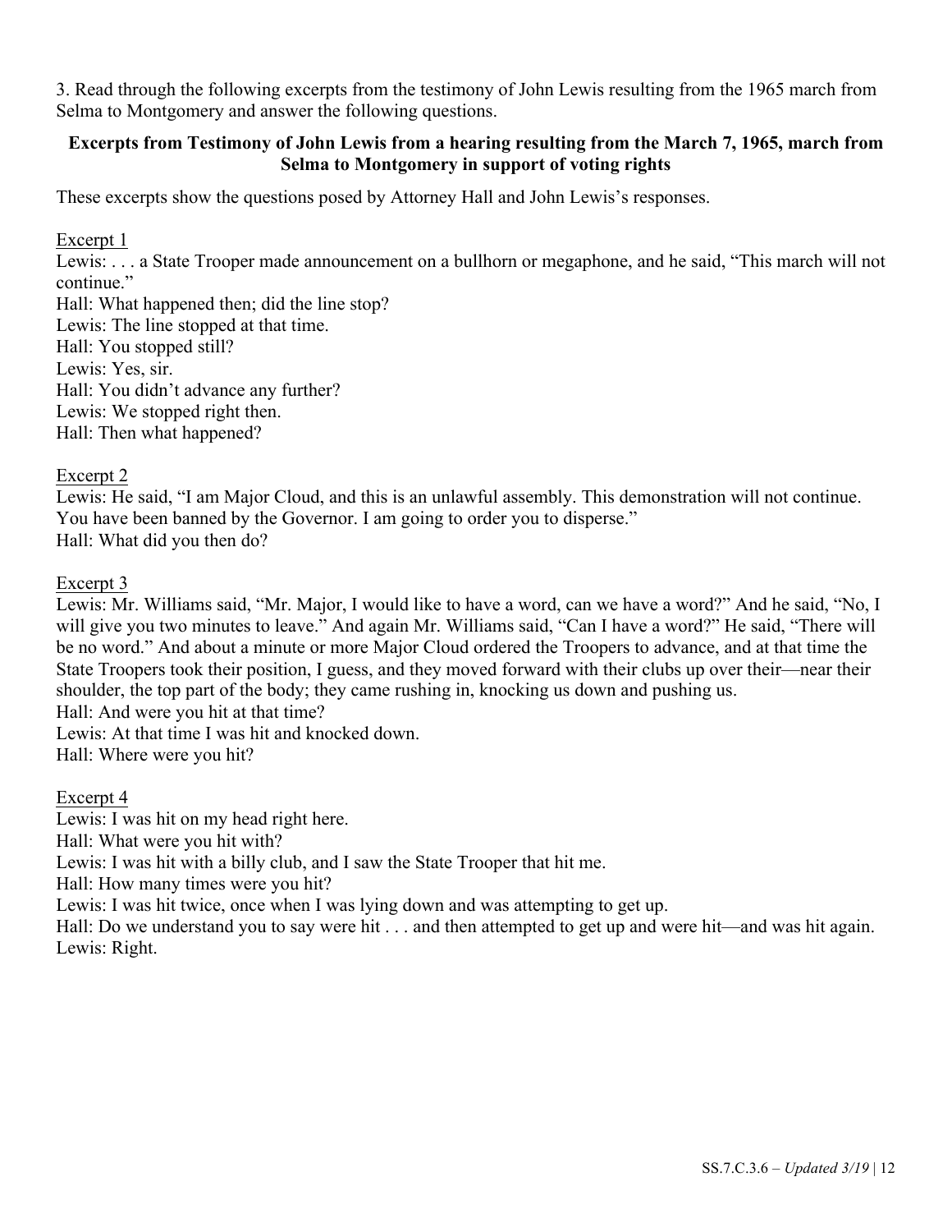3. Read through the following excerpts from the testimony of John Lewis resulting from the 1965 march from Selma to Montgomery and answer the following questions.

**Excerpts from Testimony of John Lewis from a hearing resulting from the March 7, 1965, march from Selma to Montgomery in support of voting rights**

These excerpts show the questions posed by Attorney Hall and John Lewis's responses.

Excerpt 1

Lewis: . . . a State Trooper made announcement on a bullhorn or megaphone, and he said, "This march will not continue."
Hall: What happened then; did the line stop?
Lewis: The line stopped at that time.
Hall: You stopped still?
Lewis: Yes, sir.
Hall: You didn't advance any further?
Lewis: We stopped right then.
Hall: Then what happened?

Excerpt 2

Lewis: He said, "I am Major Cloud, and this is an unlawful assembly. This demonstration will not continue. You have been banned by the Governor. I am going to order you to disperse."
Hall: What did you then do?

Excerpt 3

Lewis: Mr. Williams said, "Mr. Major, I would like to have a word, can we have a word?" And he said, "No, I will give you two minutes to leave." And again Mr. Williams said, "Can I have a word?" He said, "There will be no word." And about a minute or more Major Cloud ordered the Troopers to advance, and at that time the State Troopers took their position, I guess, and they moved forward with their clubs up over their—near their shoulder, the top part of the body; they came rushing in, knocking us down and pushing us.
Hall: And were you hit at that time?
Lewis: At that time I was hit and knocked down.
Hall: Where were you hit?

Excerpt 4

Lewis: I was hit on my head right here.
Hall: What were you hit with?
Lewis: I was hit with a billy club, and I saw the State Trooper that hit me.
Hall: How many times were you hit?
Lewis: I was hit twice, once when I was lying down and was attempting to get up.
Hall: Do we understand you to say were hit . . . and then attempted to get up and were hit—and was hit again.
Lewis: Right.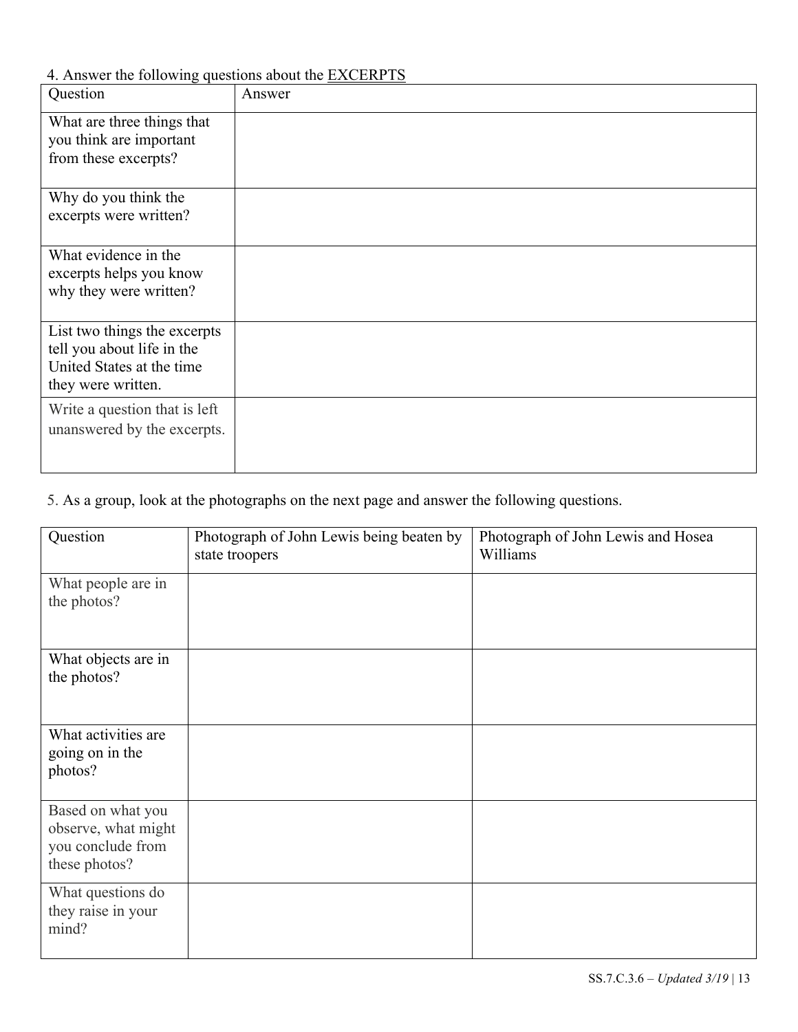4. Answer the following questions about the <u>EXCERPTS</u>

| Question | Answer |
|---|---|
| What are three things that you think are important from these excerpts? | |
| Why do you think the excerpts were written? | |
| What evidence in the excerpts helps you know why they were written? | |
| List two things the excerpts tell you about life in the United States at the time they were written. | |
| Write a question that is left unanswered by the excerpts. | |

5. As a group, look at the photographs on the next page and answer the following questions.

| Question | Photograph of John Lewis being beaten by state troopers | Photograph of John Lewis and Hosea Williams |
|---|---|---|
| What people are in the photos? | | |
| What objects are in the photos? | | |
| What activities are going on in the photos? | | |
| Based on what you observe, what might you conclude from these photos? | | |
| What questions do they raise in your mind? | | |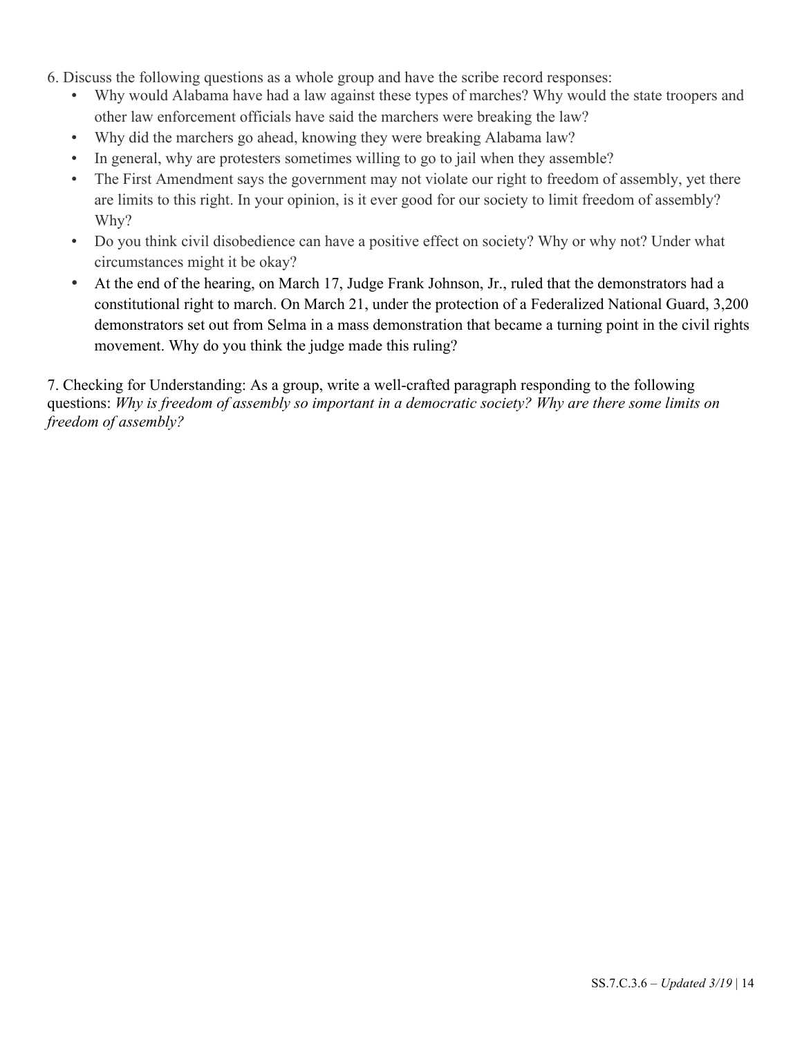6. Discuss the following questions as a whole group and have the scribe record responses:
   - Why would Alabama have had a law against these types of marches? Why would the state troopers and other law enforcement officials have said the marchers were breaking the law?
   - Why did the marchers go ahead, knowing they were breaking Alabama law?
   - In general, why are protesters sometimes willing to go to jail when they assemble?
   - The First Amendment says the government may not violate our right to freedom of assembly, yet there are limits to this right. In your opinion, is it ever good for our society to limit freedom of assembly? Why?
   - Do you think civil disobedience can have a positive effect on society? Why or why not? Under what circumstances might it be okay?
   - At the end of the hearing, on March 17, Judge Frank Johnson, Jr., ruled that the demonstrators had a constitutional right to march. On March 21, under the protection of a Federalized National Guard, 3,200 demonstrators set out from Selma in a mass demonstration that became a turning point in the civil rights movement. Why do you think the judge made this ruling?

7. Checking for Understanding: As a group, write a well-crafted paragraph responding to the following questions: *Why is freedom of assembly so important in a democratic society? Why are there some limits on freedom of assembly?*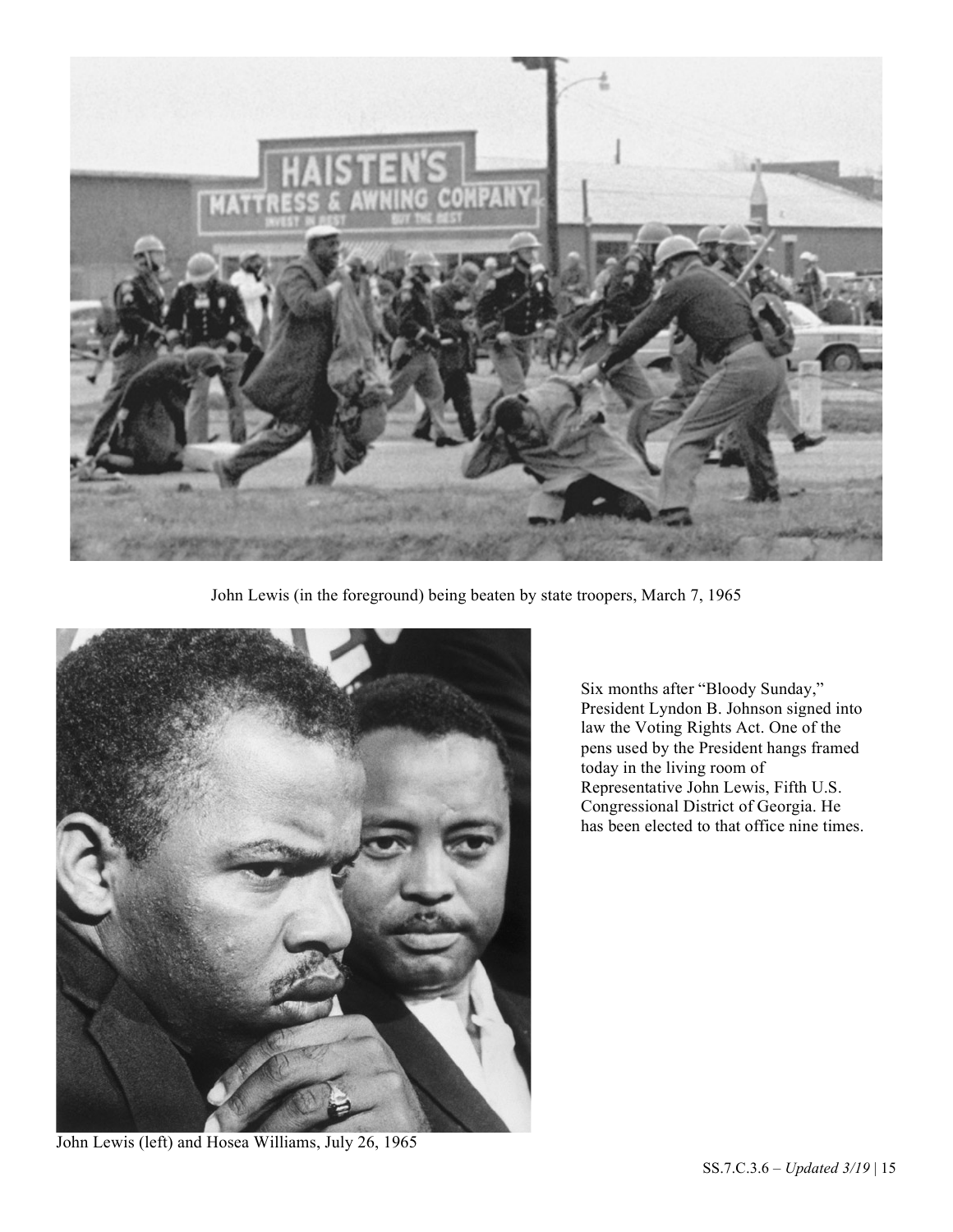John Lewis (in the foreground) being beaten by state troopers, March 7, 1965

Six months after “Bloody Sunday,” President Lyndon B. Johnson signed into law the Voting Rights Act. One of the pens used by the President hangs framed today in the living room of Representative John Lewis, Fifth U.S. Congressional District of Georgia. He has been elected to that office nine times.

John Lewis (left) and Hosea Williams, July 26, 1965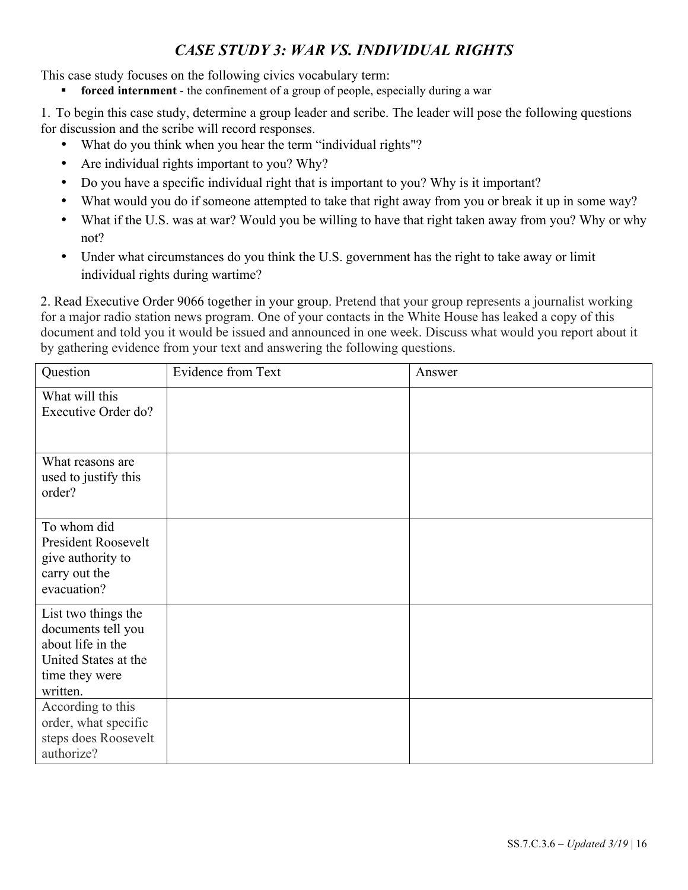## *CASE STUDY 3: WAR VS. INDIVIDUAL RIGHTS*

This case study focuses on the following civics vocabulary term:

- **forced internment** - the confinement of a group of people, especially during a war

1. To begin this case study, determine a group leader and scribe. The leader will pose the following questions for discussion and the scribe will record responses.
   - What do you think when you hear the term "individual rights"?
   - Are individual rights important to you? Why?
   - Do you have a specific individual right that is important to you? Why is it important?
   - What would you do if someone attempted to take that right away from you or break it up in some way?
   - What if the U.S. was at war? Would you be willing to have that right taken away from you? Why or why not?
   - Under what circumstances do you think the U.S. government has the right to take away or limit individual rights during wartime?

2. Read Executive Order 9066 together in your group. Pretend that your group represents a journalist working for a major radio station news program. One of your contacts in the White House has leaked a copy of this document and told you it would be issued and announced in one week. Discuss what would you report about it by gathering evidence from your text and answering the following questions.

| Question | Evidence from Text | Answer |
|---|---|---|
| What will this Executive Order do? | | |
| What reasons are used to justify this order? | | |
| To whom did President Roosevelt give authority to carry out the evacuation? | | |
| List two things the documents tell you about life in the United States at the time they were written. | | |
| According to this order, what specific steps does Roosevelt authorize? | | |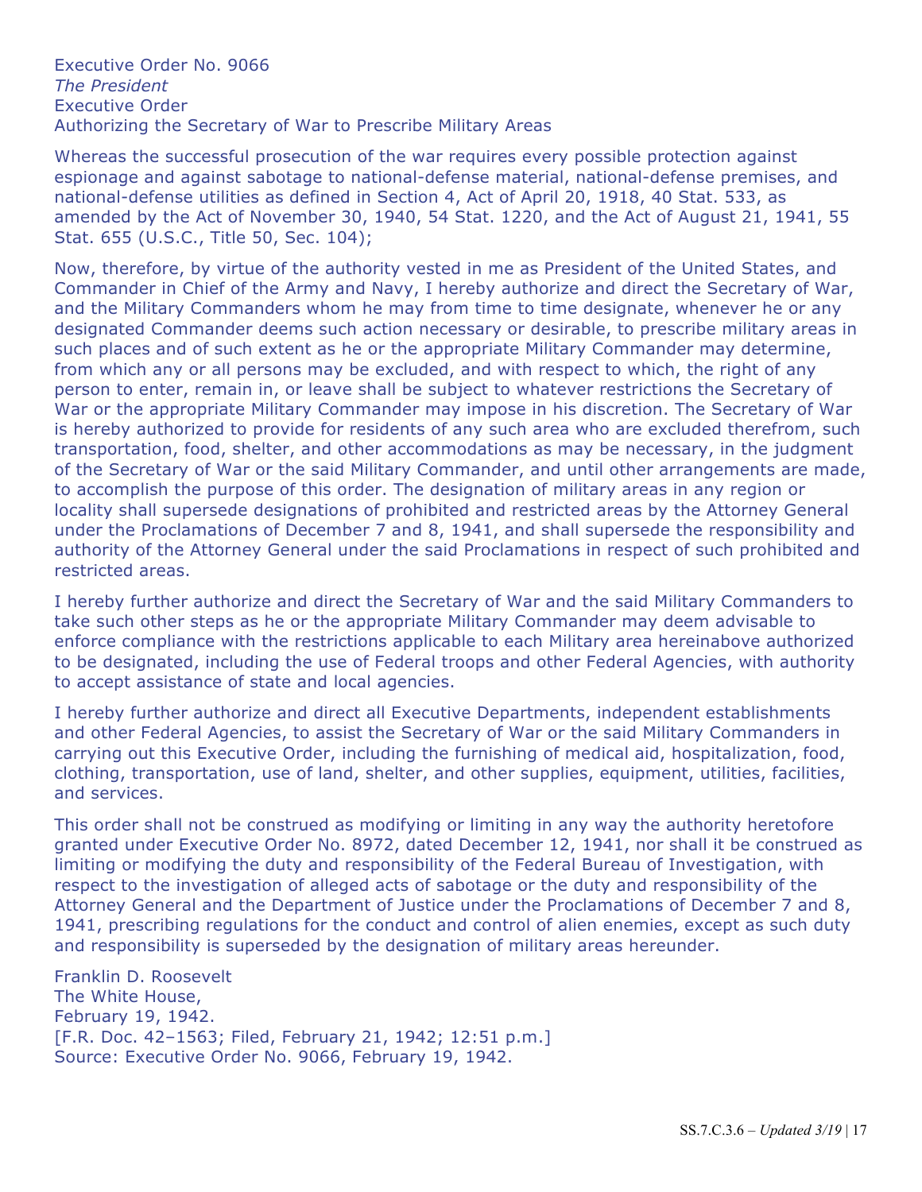Executive Order No. 9066
*The President*
Executive Order
Authorizing the Secretary of War to Prescribe Military Areas

Whereas the successful prosecution of the war requires every possible protection against espionage and against sabotage to national-defense material, national-defense premises, and national-defense utilities as defined in Section 4, Act of April 20, 1918, 40 Stat. 533, as amended by the Act of November 30, 1940, 54 Stat. 1220, and the Act of August 21, 1941, 55 Stat. 655 (U.S.C., Title 50, Sec. 104);

Now, therefore, by virtue of the authority vested in me as President of the United States, and Commander in Chief of the Army and Navy, I hereby authorize and direct the Secretary of War, and the Military Commanders whom he may from time to time designate, whenever he or any designated Commander deems such action necessary or desirable, to prescribe military areas in such places and of such extent as he or the appropriate Military Commander may determine, from which any or all persons may be excluded, and with respect to which, the right of any person to enter, remain in, or leave shall be subject to whatever restrictions the Secretary of War or the appropriate Military Commander may impose in his discretion. The Secretary of War is hereby authorized to provide for residents of any such area who are excluded therefrom, such transportation, food, shelter, and other accommodations as may be necessary, in the judgment of the Secretary of War or the said Military Commander, and until other arrangements are made, to accomplish the purpose of this order. The designation of military areas in any region or locality shall supersede designations of prohibited and restricted areas by the Attorney General under the Proclamations of December 7 and 8, 1941, and shall supersede the responsibility and authority of the Attorney General under the said Proclamations in respect of such prohibited and restricted areas.

I hereby further authorize and direct the Secretary of War and the said Military Commanders to take such other steps as he or the appropriate Military Commander may deem advisable to enforce compliance with the restrictions applicable to each Military area hereinabove authorized to be designated, including the use of Federal troops and other Federal Agencies, with authority to accept assistance of state and local agencies.

I hereby further authorize and direct all Executive Departments, independent establishments and other Federal Agencies, to assist the Secretary of War or the said Military Commanders in carrying out this Executive Order, including the furnishing of medical aid, hospitalization, food, clothing, transportation, use of land, shelter, and other supplies, equipment, utilities, facilities, and services.

This order shall not be construed as modifying or limiting in any way the authority heretofore granted under Executive Order No. 8972, dated December 12, 1941, nor shall it be construed as limiting or modifying the duty and responsibility of the Federal Bureau of Investigation, with respect to the investigation of alleged acts of sabotage or the duty and responsibility of the Attorney General and the Department of Justice under the Proclamations of December 7 and 8, 1941, prescribing regulations for the conduct and control of alien enemies, except as such duty and responsibility is superseded by the designation of military areas hereunder.

Franklin D. Roosevelt
The White House,
February 19, 1942.
[F.R. Doc. 42–1563; Filed, February 21, 1942; 12:51 p.m.]
Source: Executive Order No. 9066, February 19, 1942.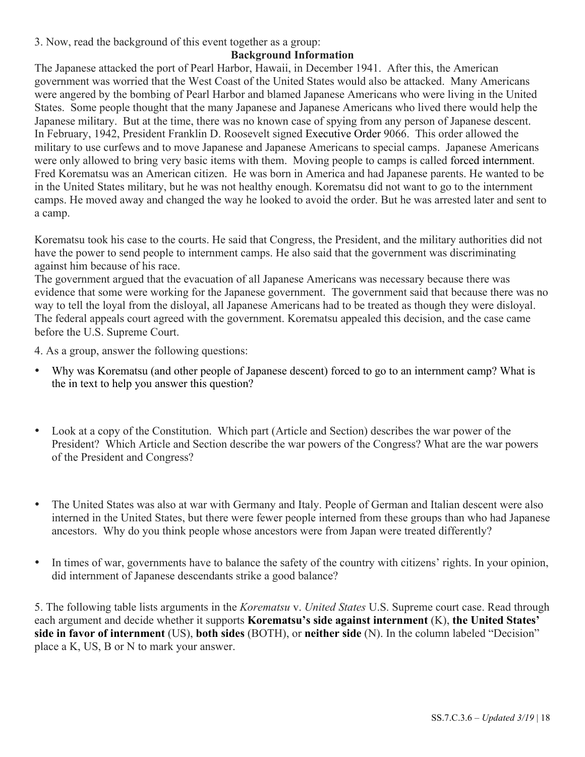3. Now, read the background of this event together as a group:

**Background Information**

The Japanese attacked the port of Pearl Harbor, Hawaii, in December 1941. After this, the American government was worried that the West Coast of the United States would also be attacked. Many Americans were angered by the bombing of Pearl Harbor and blamed Japanese Americans who were living in the United States. Some people thought that the many Japanese and Japanese Americans who lived there would help the Japanese military. But at the time, there was no known case of spying from any person of Japanese descent. In February, 1942, President Franklin D. Roosevelt signed Executive Order 9066. This order allowed the military to use curfews and to move Japanese and Japanese Americans to special camps. Japanese Americans were only allowed to bring very basic items with them. Moving people to camps is called forced internment. Fred Korematsu was an American citizen. He was born in America and had Japanese parents. He wanted to be in the United States military, but he was not healthy enough. Korematsu did not want to go to the internment camps. He moved away and changed the way he looked to avoid the order. But he was arrested later and sent to a camp.

Korematsu took his case to the courts. He said that Congress, the President, and the military authorities did not have the power to send people to internment camps. He also said that the government was discriminating against him because of his race.

The government argued that the evacuation of all Japanese Americans was necessary because there was evidence that some were working for the Japanese government. The government said that because there was no way to tell the loyal from the disloyal, all Japanese Americans had to be treated as though they were disloyal. The federal appeals court agreed with the government. Korematsu appealed this decision, and the case came before the U.S. Supreme Court.

4. As a group, answer the following questions:

- Why was Korematsu (and other people of Japanese descent) forced to go to an internment camp? What is the in text to help you answer this question?

- Look at a copy of the Constitution. Which part (Article and Section) describes the war power of the President? Which Article and Section describe the war powers of the Congress? What are the war powers of the President and Congress?

- The United States was also at war with Germany and Italy. People of German and Italian descent were also interned in the United States, but there were fewer people interned from these groups than who had Japanese ancestors. Why do you think people whose ancestors were from Japan were treated differently?

- In times of war, governments have to balance the safety of the country with citizens' rights. In your opinion, did internment of Japanese descendants strike a good balance?

5. The following table lists arguments in the *Korematsu* v. *United States* U.S. Supreme court case. Read through each argument and decide whether it supports **Korematsu's side against internment** (K), **the United States' side in favor of internment** (US), **both sides** (BOTH), or **neither side** (N). In the column labeled "Decision" place a K, US, B or N to mark your answer.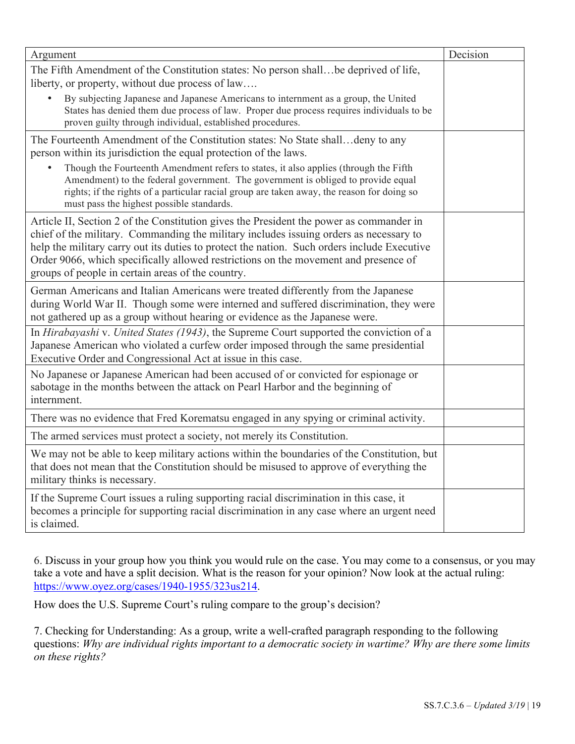| Argument | Decision |
|---|---|
| The Fifth Amendment of the Constitution states: No person shall…be deprived of life, liberty, or property, without due process of law…. <br>• By subjecting Japanese and Japanese Americans to internment as a group, the United States has denied them due process of law. Proper due process requires individuals to be proven guilty through individual, established procedures. | |
| The Fourteenth Amendment of the Constitution states: No State shall…deny to any person within its jurisdiction the equal protection of the laws. <br>• Though the Fourteenth Amendment refers to states, it also applies (through the Fifth Amendment) to the federal government. The government is obliged to provide equal rights; if the rights of a particular racial group are taken away, the reason for doing so must pass the highest possible standards. | |
| Article II, Section 2 of the Constitution gives the President the power as commander in chief of the military. Commanding the military includes issuing orders as necessary to help the military carry out its duties to protect the nation. Such orders include Executive Order 9066, which specifically allowed restrictions on the movement and presence of groups of people in certain areas of the country. | |
| German Americans and Italian Americans were treated differently from the Japanese during World War II. Though some were interned and suffered discrimination, they were not gathered up as a group without hearing or evidence as the Japanese were. | |
| In *Hirabayashi* v. *United States (1943)*, the Supreme Court supported the conviction of a Japanese American who violated a curfew order imposed through the same presidential Executive Order and Congressional Act at issue in this case. | |
| No Japanese or Japanese American had been accused of or convicted for espionage or sabotage in the months between the attack on Pearl Harbor and the beginning of internment. | |
| There was no evidence that Fred Korematsu engaged in any spying or criminal activity. | |
| The armed services must protect a society, not merely its Constitution. | |
| We may not be able to keep military actions within the boundaries of the Constitution, but that does not mean that the Constitution should be misused to approve of everything the military thinks is necessary. | |
| If the Supreme Court issues a ruling supporting racial discrimination in this case, it becomes a principle for supporting racial discrimination in any case where an urgent need is claimed. | |

6. Discuss in your group how you think you would rule on the case. You may come to a consensus, or you may take a vote and have a split decision. What is the reason for your opinion? Now look at the actual ruling: https://www.oyez.org/cases/1940-1955/323us214.

How does the U.S. Supreme Court's ruling compare to the group's decision?

7. Checking for Understanding: As a group, write a well-crafted paragraph responding to the following questions: *Why are individual rights important to a democratic society in wartime? Why are there some limits on these rights?*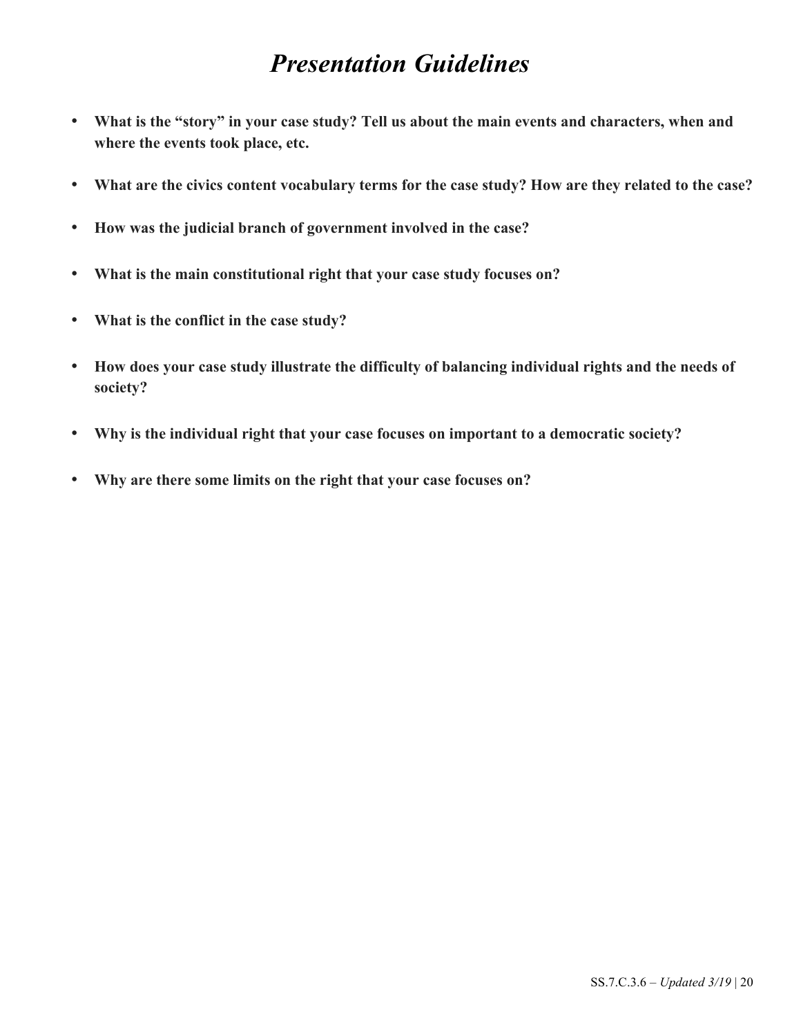# *Presentation Guidelines*

- **What is the "story" in your case study? Tell us about the main events and characters, when and where the events took place, etc.**
- **What are the civics content vocabulary terms for the case study? How are they related to the case?**
- **How was the judicial branch of government involved in the case?**
- **What is the main constitutional right that your case study focuses on?**
- **What is the conflict in the case study?**
- **How does your case study illustrate the difficulty of balancing individual rights and the needs of society?**
- **Why is the individual right that your case focuses on important to a democratic society?**
- **Why are there some limits on the right that your case focuses on?**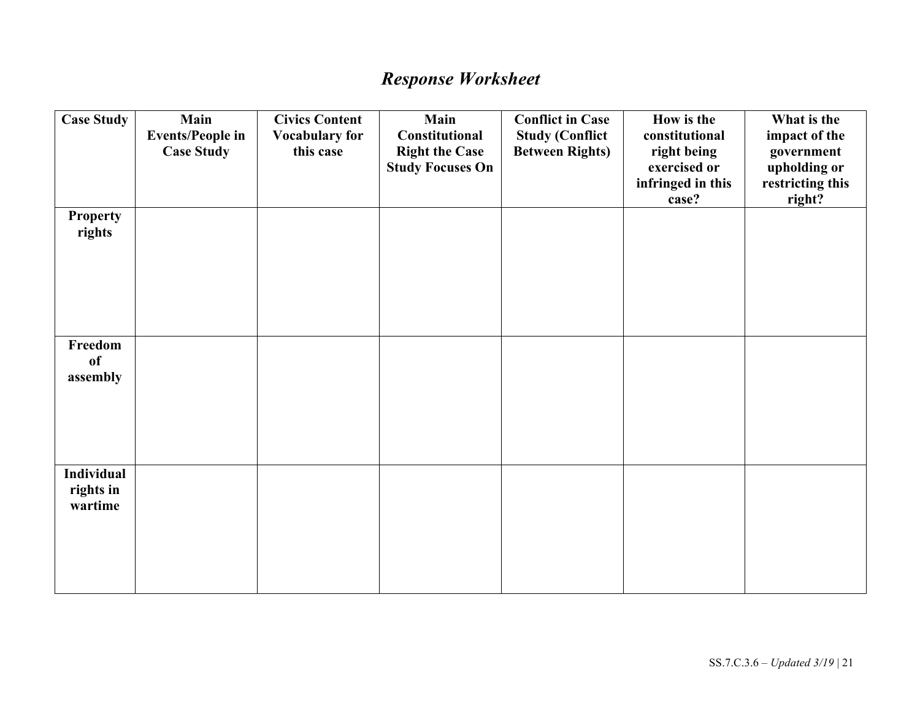# *Response Worksheet*

| Case Study | Main Events/People in Case Study | Civics Content Vocabulary for this case | Main Constitutional Right the Case Study Focuses On | Conflict in Case Study (Conflict Between Rights) | How is the constitutional right being exercised or infringed in this case? | What is the impact of the government upholding or restricting this right? |
|---|---|---|---|---|---|---|
| **Property rights** | | | | | | |
| **Freedom of assembly** | | | | | | |
| **Individual rights in wartime** | | | | | | |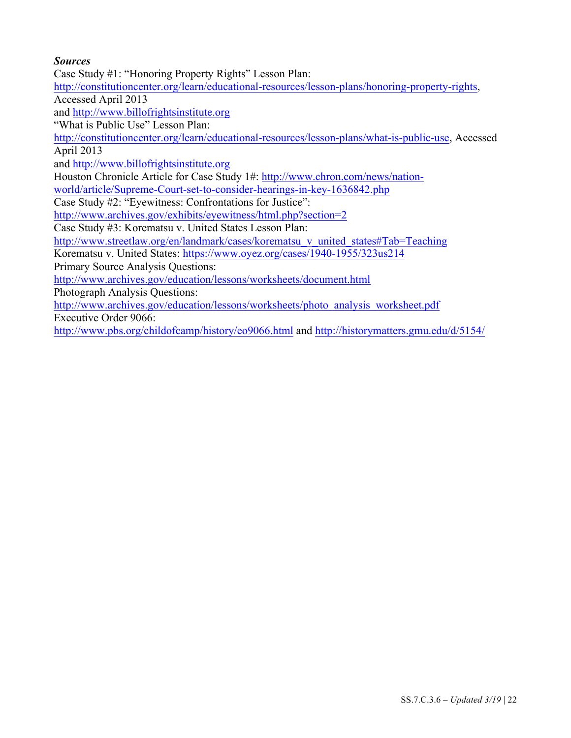***Sources***

Case Study #1: "Honoring Property Rights" Lesson Plan: http://constitutioncenter.org/learn/educational-resources/lesson-plans/honoring-property-rights, Accessed April 2013
and http://www.billofrightsinstitute.org
"What is Public Use" Lesson Plan: http://constitutioncenter.org/learn/educational-resources/lesson-plans/what-is-public-use, Accessed April 2013
and http://www.billofrightsinstitute.org
Houston Chronicle Article for Case Study 1#: http://www.chron.com/news/nation-world/article/Supreme-Court-set-to-consider-hearings-in-key-1636842.php
Case Study #2: "Eyewitness: Confrontations for Justice": http://www.archives.gov/exhibits/eyewitness/html.php?section=2
Case Study #3: Korematsu v. United States Lesson Plan: http://www.streetlaw.org/en/landmark/cases/korematsu_v_united_states#Tab=Teaching
Korematsu v. United States: https://www.oyez.org/cases/1940-1955/323us214
Primary Source Analysis Questions: http://www.archives.gov/education/lessons/worksheets/document.html
Photograph Analysis Questions: http://www.archives.gov/education/lessons/worksheets/photo_analysis_worksheet.pdf
Executive Order 9066: http://www.pbs.org/childofcamp/history/eo9066.html and http://historymatters.gmu.edu/d/5154/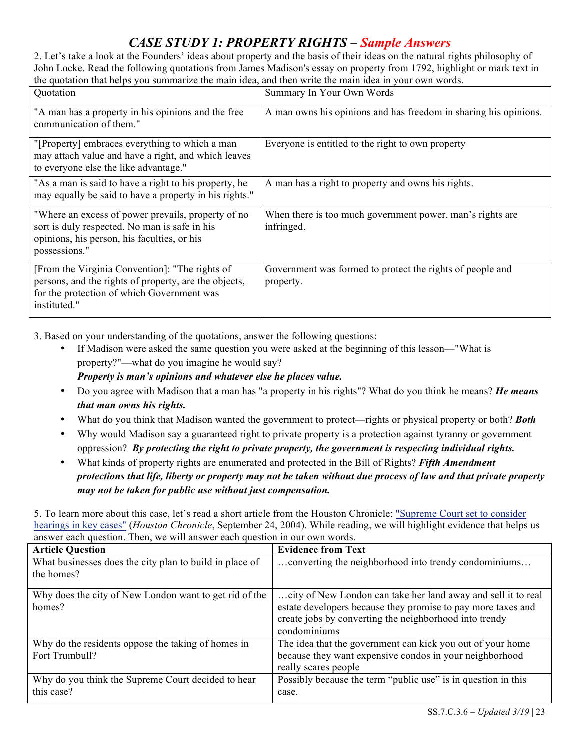# *CASE STUDY 1: PROPERTY RIGHTS – Sample Answers*

2. Let's take a look at the Founders' ideas about property and the basis of their ideas on the natural rights philosophy of John Locke. Read the following quotations from James Madison's essay on property from 1792, highlight or mark text in the quotation that helps you summarize the main idea, and then write the main idea in your own words.

| Quotation | Summary In Your Own Words |
|---|---|
| "A man has a property in his opinions and the free communication of them." | A man owns his opinions and has freedom in sharing his opinions. |
| "[Property] embraces everything to which a man may attach value and have a right, and which leaves to everyone else the like advantage." | Everyone is entitled to the right to own property |
| "As a man is said to have a right to his property, he may equally be said to have a property in his rights." | A man has a right to property and owns his rights. |
| "Where an excess of power prevails, property of no sort is duly respected. No man is safe in his opinions, his person, his faculties, or his possessions." | When there is too much government power, man's rights are infringed. |
| [From the Virginia Convention]: "The rights of persons, and the rights of property, are the objects, for the protection of which Government was instituted." | Government was formed to protect the rights of people and property. |

3. Based on your understanding of the quotations, answer the following questions:

- If Madison were asked the same question you were asked at the beginning of this lesson—"What is property?"—what do you imagine he would say?
  ***Property is man's opinions and whatever else he places value.***
- Do you agree with Madison that a man has "a property in his rights"? What do you think he means? ***He means that man owns his rights.***
- What do you think that Madison wanted the government to protect—rights or physical property or both? ***Both***
- Why would Madison say a guaranteed right to private property is a protection against tyranny or government oppression? ***By protecting the right to private property, the government is respecting individual rights.***
- What kinds of property rights are enumerated and protected in the Bill of Rights? ***Fifth Amendment protections that life, liberty or property may not be taken without due process of law and that private property may not be taken for public use without just compensation.***

5. To learn more about this case, let's read a short article from the Houston Chronicle: "Supreme Court set to consider hearings in key cases" (*Houston Chronicle*, September 24, 2004). While reading, we will highlight evidence that helps us answer each question. Then, we will answer each question in our own words.

| Article Question | Evidence from Text |
|---|---|
| What businesses does the city plan to build in place of the homes? | …converting the neighborhood into trendy condominiums… |
| Why does the city of New London want to get rid of the homes? | …city of New London can take her land away and sell it to real estate developers because they promise to pay more taxes and create jobs by converting the neighborhood into trendy condominiums |
| Why do the residents oppose the taking of homes in Fort Trumbull? | The idea that the government can kick you out of your home because they want expensive condos in your neighborhood really scares people |
| Why do you think the Supreme Court decided to hear this case? | Possibly because the term "public use" is in question in this case. |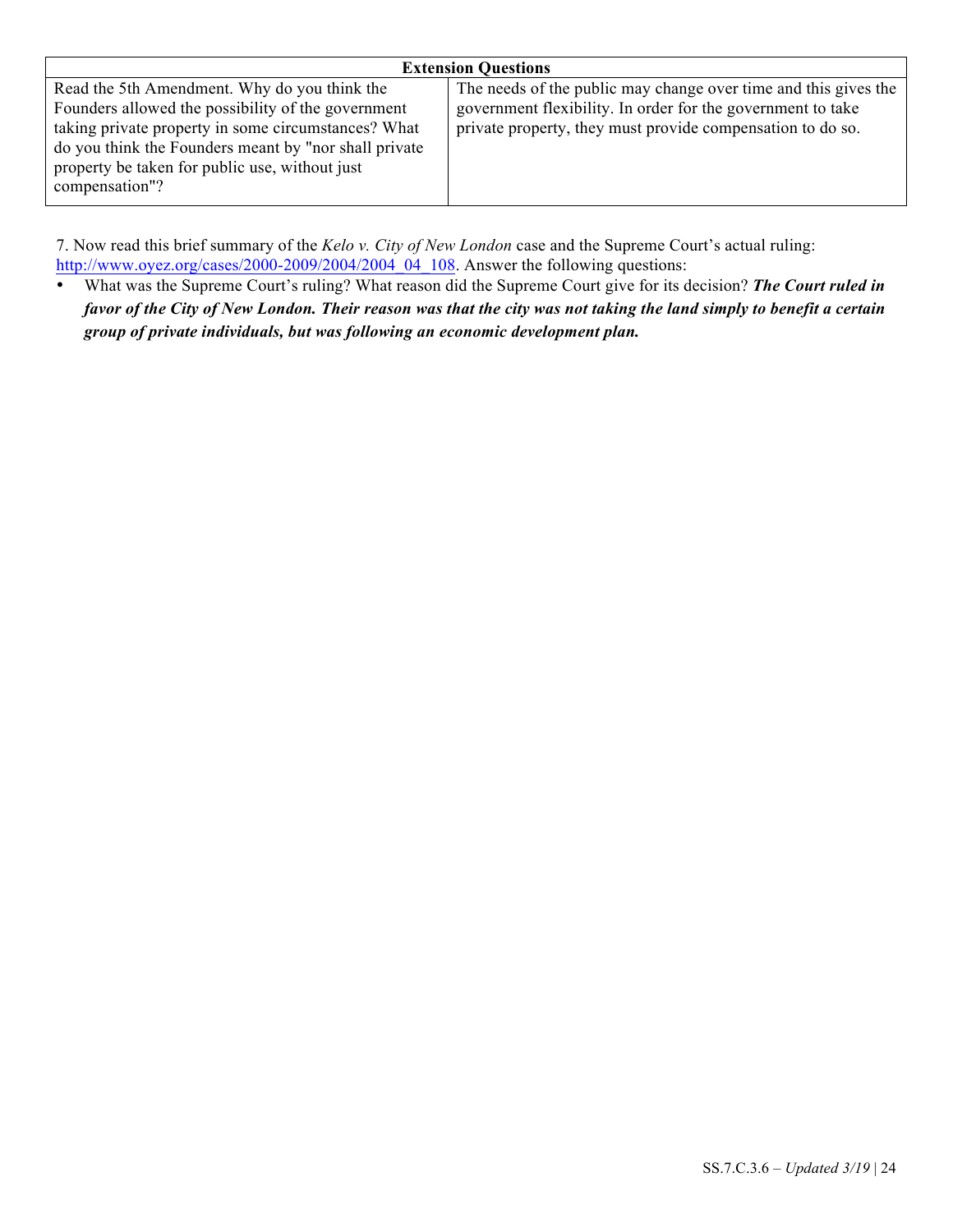| Extension Questions | |
| --- | --- |
| Read the 5th Amendment. Why do you think the Founders allowed the possibility of the government taking private property in some circumstances? What do you think the Founders meant by "nor shall private property be taken for public use, without just compensation"? | The needs of the public may change over time and this gives the government flexibility. In order for the government to take private property, they must provide compensation to do so. |

7. Now read this brief summary of the *Kelo v. City of New London* case and the Supreme Court's actual ruling: [http://www.oyez.org/cases/2000-2009/2004/2004_04_108](http://www.oyez.org/cases/2000-2009/2004/2004_04_108). Answer the following questions:

- What was the Supreme Court's ruling? What reason did the Supreme Court give for its decision? ***The Court ruled in favor of the City of New London. Their reason was that the city was not taking the land simply to benefit a certain group of private individuals, but was following an economic development plan.***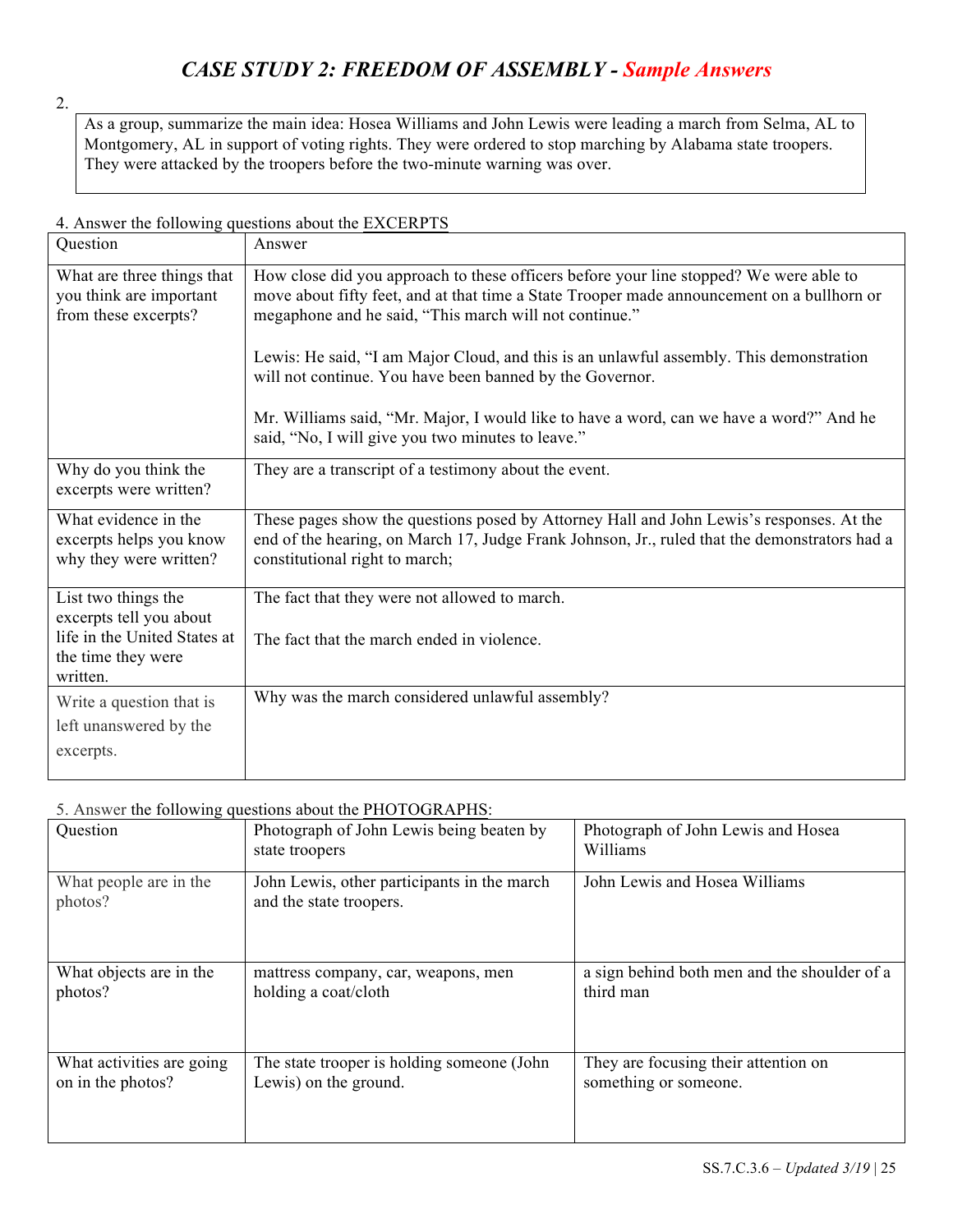# *CASE STUDY 2: FREEDOM OF ASSEMBLY - Sample Answers*

2.

As a group, summarize the main idea: Hosea Williams and John Lewis were leading a march from Selma, AL to Montgomery, AL in support of voting rights. They were ordered to stop marching by Alabama state troopers. They were attacked by the troopers before the two-minute warning was over.

4. Answer the following questions about the EXCERPTS

| Question | Answer |
|---|---|
| What are three things that you think are important from these excerpts? | How close did you approach to these officers before your line stopped? We were able to move about fifty feet, and at that time a State Trooper made announcement on a bullhorn or megaphone and he said, "This march will not continue."<br><br>Lewis: He said, "I am Major Cloud, and this is an unlawful assembly. This demonstration will not continue. You have been banned by the Governor.<br><br>Mr. Williams said, "Mr. Major, I would like to have a word, can we have a word?" And he said, "No, I will give you two minutes to leave." |
| Why do you think the excerpts were written? | They are a transcript of a testimony about the event. |
| What evidence in the excerpts helps you know why they were written? | These pages show the questions posed by Attorney Hall and John Lewis's responses. At the end of the hearing, on March 17, Judge Frank Johnson, Jr., ruled that the demonstrators had a constitutional right to march; |
| List two things the excerpts tell you about life in the United States at the time they were written. | The fact that they were not allowed to march.<br><br>The fact that the march ended in violence. |
| Write a question that is left unanswered by the excerpts. | Why was the march considered unlawful assembly? |

5. Answer the following questions about the PHOTOGRAPHS:

| Question | Photograph of John Lewis being beaten by state troopers | Photograph of John Lewis and Hosea Williams |
|---|---|---|
| What people are in the photos? | John Lewis, other participants in the march and the state troopers. | John Lewis and Hosea Williams |
| What objects are in the photos? | mattress company, car, weapons, men holding a coat/cloth | a sign behind both men and the shoulder of a third man |
| What activities are going on in the photos? | The state trooper is holding someone (John Lewis) on the ground. | They are focusing their attention on something or someone. |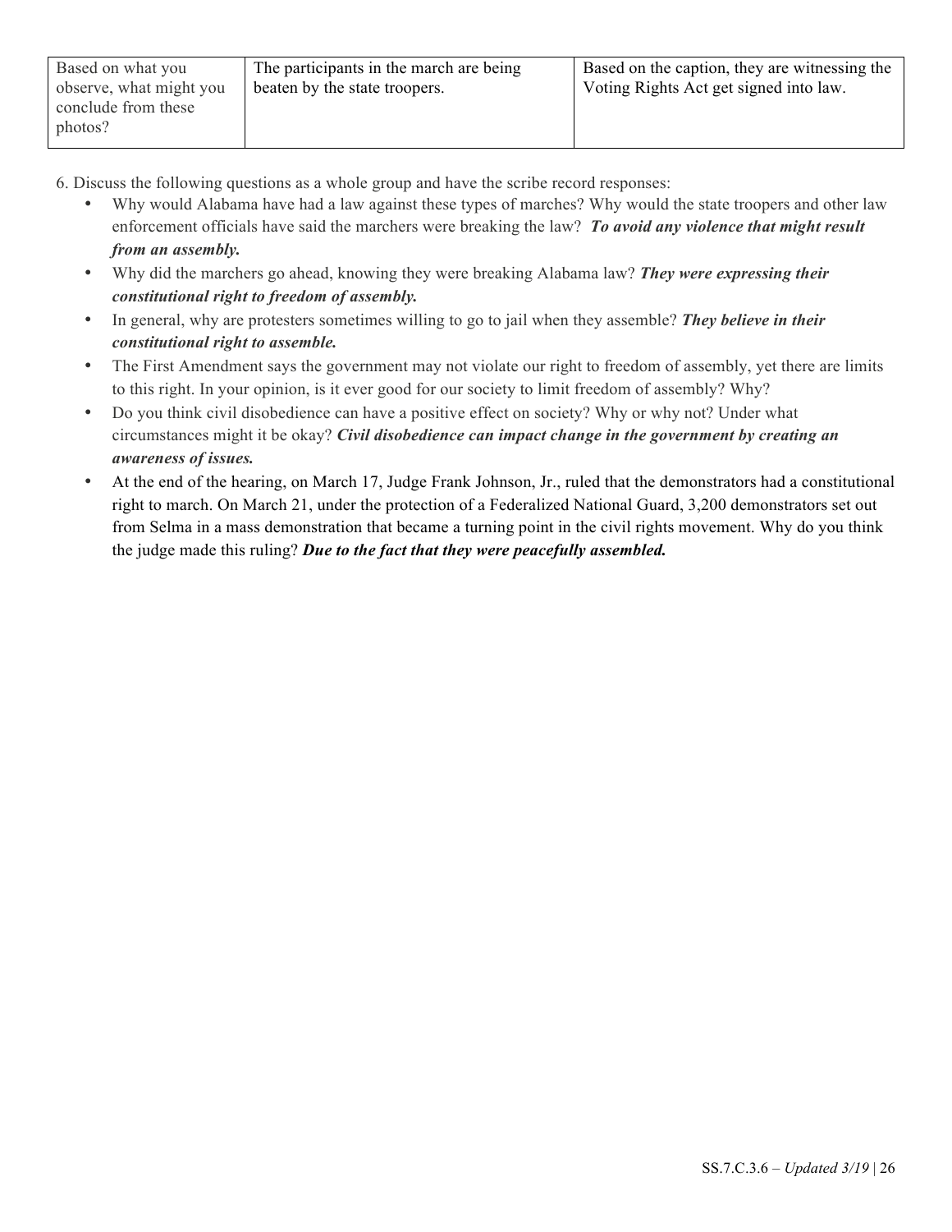| Based on what you observe, what might you conclude from these photos? | The participants in the march are being beaten by the state troopers. | Based on the caption, they are witnessing the Voting Rights Act get signed into law. |
|---|---|---|

6. Discuss the following questions as a whole group and have the scribe record responses:
   - Why would Alabama have had a law against these types of marches? Why would the state troopers and other law enforcement officials have said the marchers were breaking the law? ***To avoid any violence that might result from an assembly.***
   - Why did the marchers go ahead, knowing they were breaking Alabama law? ***They were expressing their constitutional right to freedom of assembly.***
   - In general, why are protesters sometimes willing to go to jail when they assemble? ***They believe in their constitutional right to assemble.***
   - The First Amendment says the government may not violate our right to freedom of assembly, yet there are limits to this right. In your opinion, is it ever good for our society to limit freedom of assembly? Why?
   - Do you think civil disobedience can have a positive effect on society? Why or why not? Under what circumstances might it be okay? ***Civil disobedience can impact change in the government by creating an awareness of issues.***
   - At the end of the hearing, on March 17, Judge Frank Johnson, Jr., ruled that the demonstrators had a constitutional right to march. On March 21, under the protection of a Federalized National Guard, 3,200 demonstrators set out from Selma in a mass demonstration that became a turning point in the civil rights movement. Why do you think the judge made this ruling? ***Due to the fact that they were peacefully assembled.***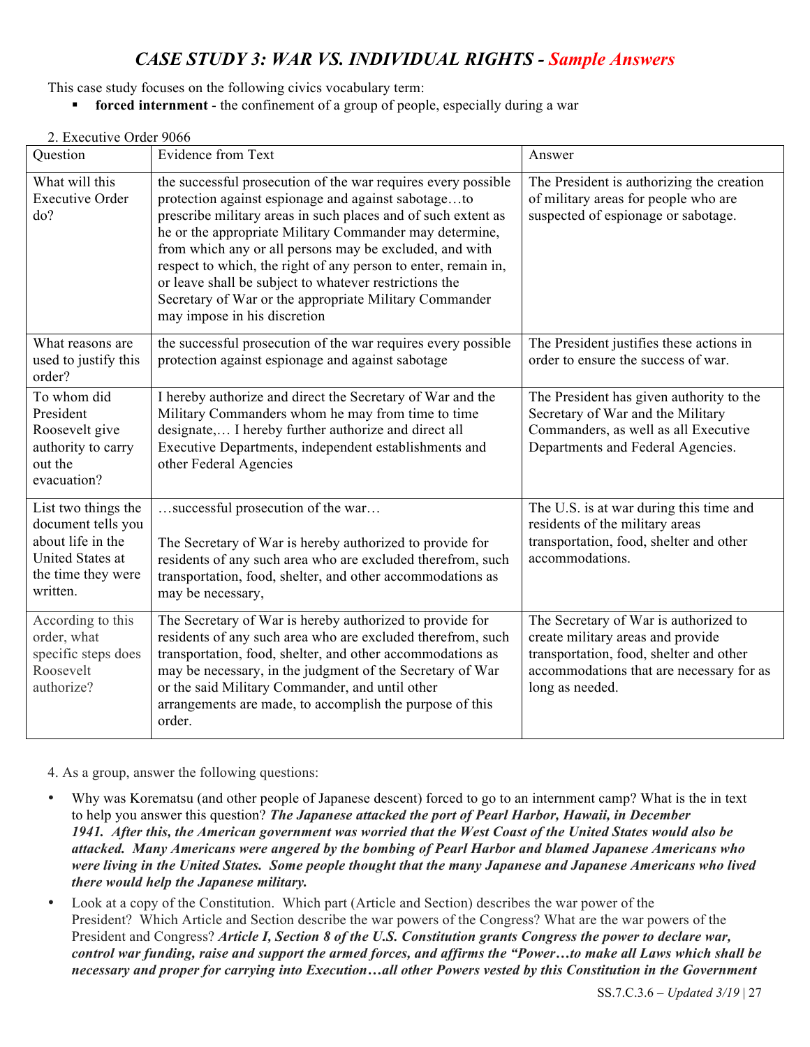# *CASE STUDY 3: WAR VS. INDIVIDUAL RIGHTS - Sample Answers*

This case study focuses on the following civics vocabulary term:

- **forced internment** - the confinement of a group of people, especially during a war

2. Executive Order 9066

| Question | Evidence from Text | Answer |
|---|---|---|
| What will this Executive Order do? | the successful prosecution of the war requires every possible protection against espionage and against sabotage…to prescribe military areas in such places and of such extent as he or the appropriate Military Commander may determine, from which any or all persons may be excluded, and with respect to which, the right of any person to enter, remain in, or leave shall be subject to whatever restrictions the Secretary of War or the appropriate Military Commander may impose in his discretion | The President is authorizing the creation of military areas for people who are suspected of espionage or sabotage. |
| What reasons are used to justify this order? | the successful prosecution of the war requires every possible protection against espionage and against sabotage | The President justifies these actions in order to ensure the success of war. |
| To whom did President Roosevelt give authority to carry out the evacuation? | I hereby authorize and direct the Secretary of War and the Military Commanders whom he may from time to time designate,… I hereby further authorize and direct all Executive Departments, independent establishments and other Federal Agencies | The President has given authority to the Secretary of War and the Military Commanders, as well as all Executive Departments and Federal Agencies. |
| List two things the document tells you about life in the United States at the time they were written. | …successful prosecution of the war… <br><br> The Secretary of War is hereby authorized to provide for residents of any such area who are excluded therefrom, such transportation, food, shelter, and other accommodations as may be necessary, | The U.S. is at war during this time and residents of the military areas transportation, food, shelter and other accommodations. |
| According to this order, what specific steps does Roosevelt authorize? | The Secretary of War is hereby authorized to provide for residents of any such area who are excluded therefrom, such transportation, food, shelter, and other accommodations as may be necessary, in the judgment of the Secretary of War or the said Military Commander, and until other arrangements are made, to accomplish the purpose of this order. | The Secretary of War is authorized to create military areas and provide transportation, food, shelter and other accommodations that are necessary for as long as needed. |

4. As a group, answer the following questions:

- Why was Korematsu (and other people of Japanese descent) forced to go to an internment camp? What is the in text to help you answer this question? ***The Japanese attacked the port of Pearl Harbor, Hawaii, in December 1941. After this, the American government was worried that the West Coast of the United States would also be attacked. Many Americans were angered by the bombing of Pearl Harbor and blamed Japanese Americans who were living in the United States. Some people thought that the many Japanese and Japanese Americans who lived there would help the Japanese military.***
- Look at a copy of the Constitution. Which part (Article and Section) describes the war power of the President? Which Article and Section describe the war powers of the Congress? What are the war powers of the President and Congress? ***Article I, Section 8 of the U.S. Constitution grants Congress the power to declare war, control war funding, raise and support the armed forces, and affirms the "Power…to make all Laws which shall be necessary and proper for carrying into Execution…all other Powers vested by this Constitution in the Government***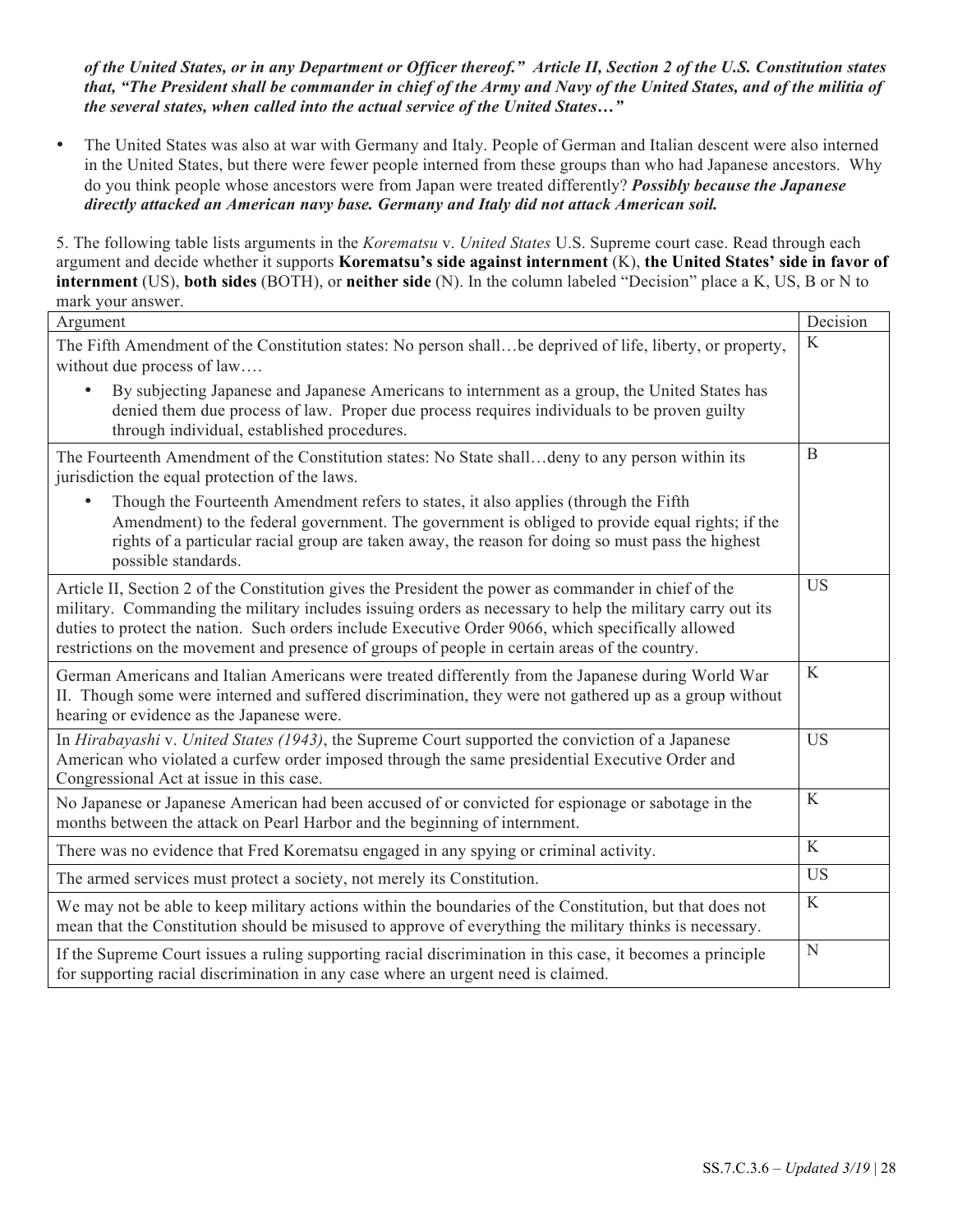***of the United States, or in any Department or Officer thereof." Article II, Section 2 of the U.S. Constitution states that, "The President shall be commander in chief of the Army and Navy of the United States, and of the militia of the several states, when called into the actual service of the United States…"***

- The United States was also at war with Germany and Italy. People of German and Italian descent were also interned in the United States, but there were fewer people interned from these groups than who had Japanese ancestors. Why do you think people whose ancestors were from Japan were treated differently? ***Possibly because the Japanese directly attacked an American navy base. Germany and Italy did not attack American soil.***

5. The following table lists arguments in the *Korematsu* v. *United States* U.S. Supreme court case. Read through each argument and decide whether it supports **Korematsu's side against internment** (K), **the United States' side in favor of internment** (US), **both sides** (BOTH), or **neither side** (N). In the column labeled "Decision" place a K, US, B or N to mark your answer.

| Argument | Decision |
|---|---|
| The Fifth Amendment of the Constitution states: No person shall…be deprived of life, liberty, or property, without due process of law….<br>• By subjecting Japanese and Japanese Americans to internment as a group, the United States has denied them due process of law. Proper due process requires individuals to be proven guilty through individual, established procedures. | K |
| The Fourteenth Amendment of the Constitution states: No State shall…deny to any person within its jurisdiction the equal protection of the laws.<br>• Though the Fourteenth Amendment refers to states, it also applies (through the Fifth Amendment) to the federal government. The government is obliged to provide equal rights; if the rights of a particular racial group are taken away, the reason for doing so must pass the highest possible standards. | B |
| Article II, Section 2 of the Constitution gives the President the power as commander in chief of the military. Commanding the military includes issuing orders as necessary to help the military carry out its duties to protect the nation. Such orders include Executive Order 9066, which specifically allowed restrictions on the movement and presence of groups of people in certain areas of the country. | US |
| German Americans and Italian Americans were treated differently from the Japanese during World War II. Though some were interned and suffered discrimination, they were not gathered up as a group without hearing or evidence as the Japanese were. | K |
| In *Hirabayashi* v. *United States (1943)*, the Supreme Court supported the conviction of a Japanese American who violated a curfew order imposed through the same presidential Executive Order and Congressional Act at issue in this case. | US |
| No Japanese or Japanese American had been accused of or convicted for espionage or sabotage in the months between the attack on Pearl Harbor and the beginning of internment. | K |
| There was no evidence that Fred Korematsu engaged in any spying or criminal activity. | K |
| The armed services must protect a society, not merely its Constitution. | US |
| We may not be able to keep military actions within the boundaries of the Constitution, but that does not mean that the Constitution should be misused to approve of everything the military thinks is necessary. | K |
| If the Supreme Court issues a ruling supporting racial discrimination in this case, it becomes a principle for supporting racial discrimination in any case where an urgent need is claimed. | N |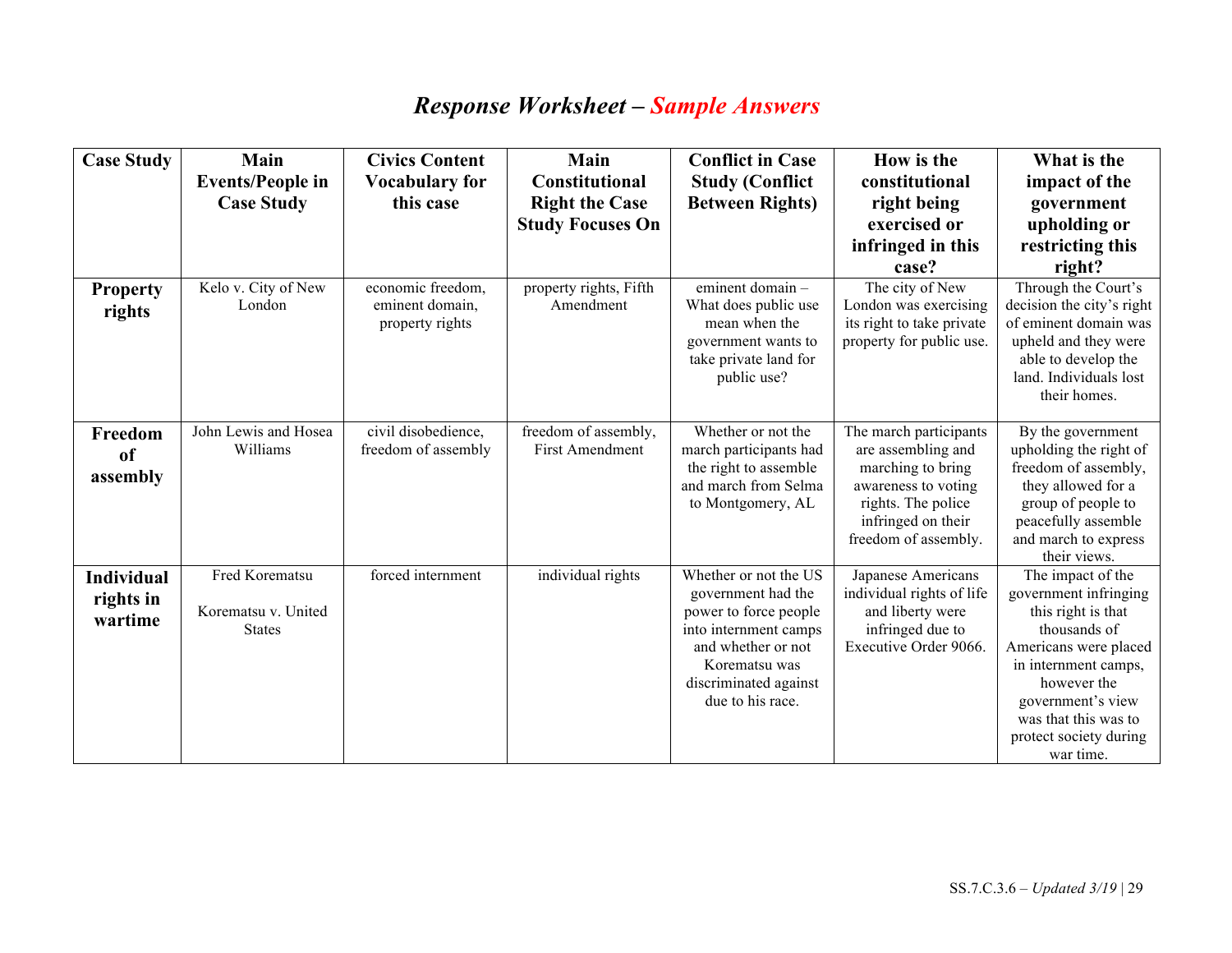# *Response Worksheet – Sample Answers*

| Case Study | Main Events/People in Case Study | Civics Content Vocabulary for this case | Main Constitutional Right the Case Study Focuses On | Conflict in Case Study (Conflict Between Rights) | How is the constitutional right being exercised or infringed in this case? | What is the impact of the government upholding or restricting this right? |
|---|---|---|---|---|---|---|
| **Property rights** | Kelo v. City of New London | economic freedom, eminent domain, property rights | property rights, Fifth Amendment | eminent domain – What does public use mean when the government wants to take private land for public use? | The city of New London was exercising its right to take private property for public use. | Through the Court's decision the city's right of eminent domain was upheld and they were able to develop the land. Individuals lost their homes. |
| **Freedom of assembly** | John Lewis and Hosea Williams | civil disobedience, freedom of assembly | freedom of assembly, First Amendment | Whether or not the march participants had the right to assemble and march from Selma to Montgomery, AL | The march participants are assembling and marching to bring awareness to voting rights. The police infringed on their freedom of assembly. | By the government upholding the right of freedom of assembly, they allowed for a group of people to peacefully assemble and march to express their views. |
| **Individual rights in wartime** | Fred Korematsu<br><br>Korematsu v. United States | forced internment | individual rights | Whether or not the US government had the power to force people into internment camps and whether or not Korematsu was discriminated against due to his race. | Japanese Americans individual rights of life and liberty were infringed due to Executive Order 9066. | The impact of the government infringing this right is that thousands of Americans were placed in internment camps, however the government's view was that this was to protect society during war time. |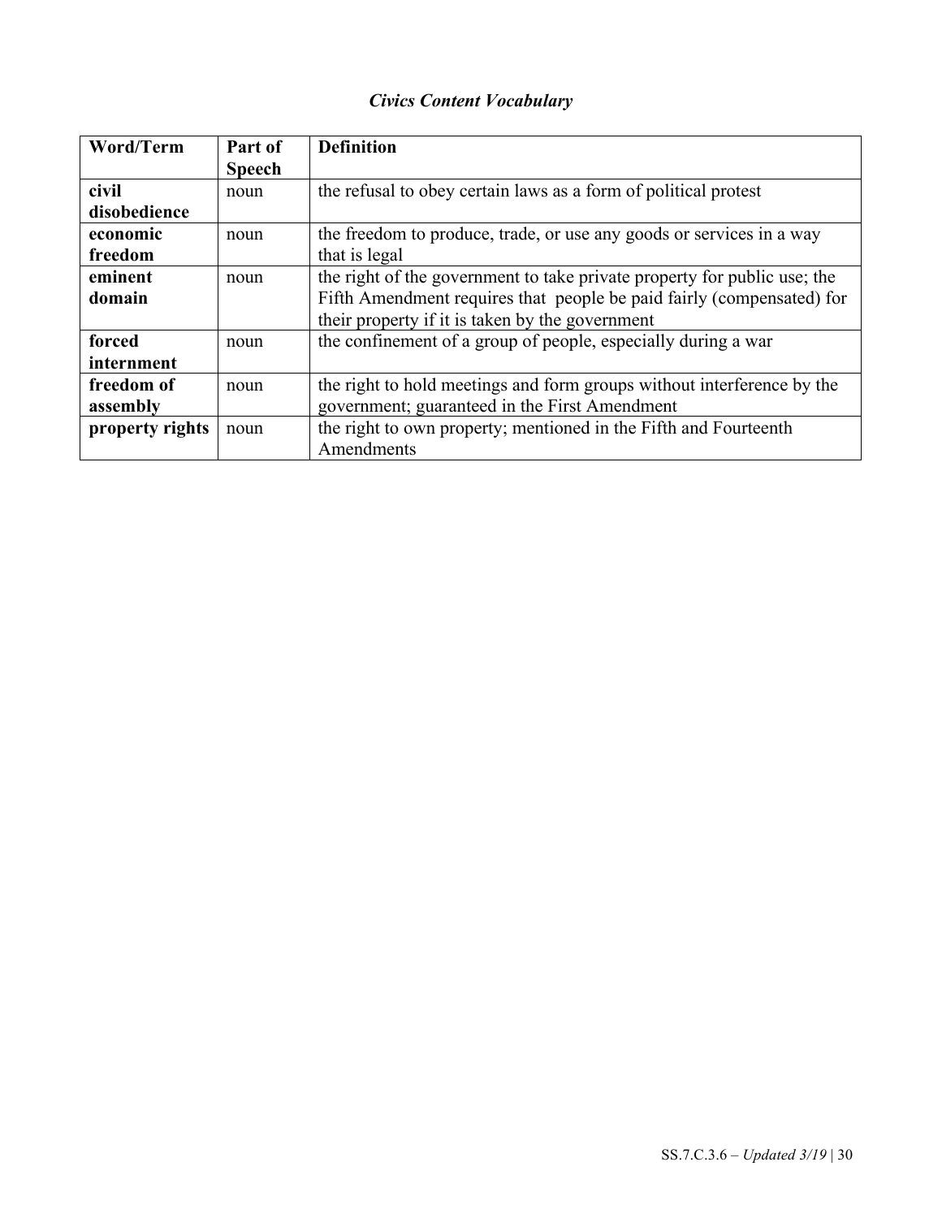### *Civics Content Vocabulary*

| Word/Term | Part of Speech | Definition |
| --- | --- | --- |
| **civil disobedience** | noun | the refusal to obey certain laws as a form of political protest |
| **economic freedom** | noun | the freedom to produce, trade, or use any goods or services in a way that is legal |
| **eminent domain** | noun | the right of the government to take private property for public use; the Fifth Amendment requires that people be paid fairly (compensated) for their property if it is taken by the government |
| **forced internment** | noun | the confinement of a group of people, especially during a war |
| **freedom of assembly** | noun | the right to hold meetings and form groups without interference by the government; guaranteed in the First Amendment |
| **property rights** | noun | the right to own property; mentioned in the Fifth and Fourteenth Amendments |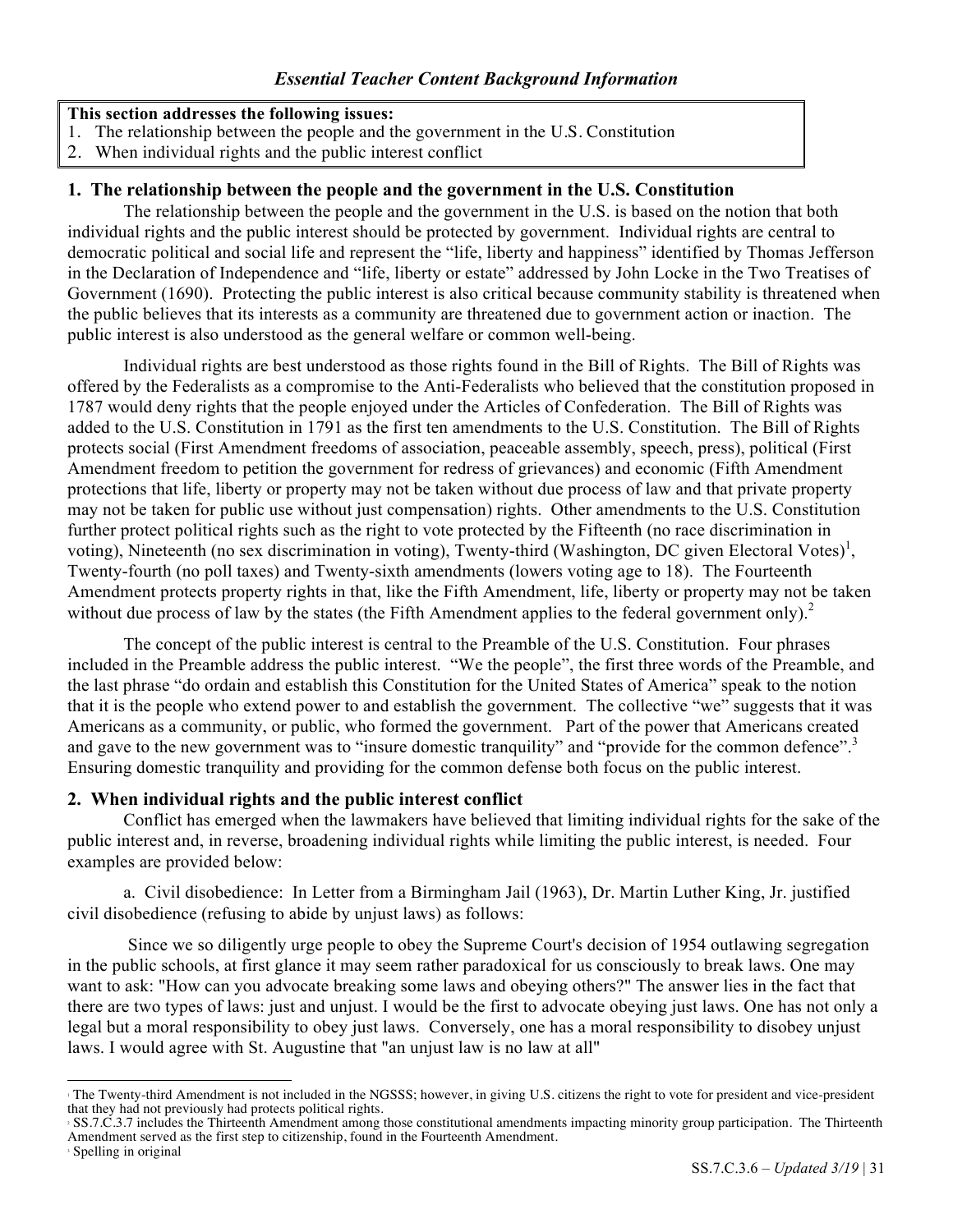### *Essential Teacher Content Background Information*

**This section addresses the following issues:**
1. The relationship between the people and the government in the U.S. Constitution
2. When individual rights and the public interest conflict

**1. The relationship between the people and the government in the U.S. Constitution**

The relationship between the people and the government in the U.S. is based on the notion that both individual rights and the public interest should be protected by government. Individual rights are central to democratic political and social life and represent the "life, liberty and happiness" identified by Thomas Jefferson in the Declaration of Independence and "life, liberty or estate" addressed by John Locke in the Two Treatises of Government (1690). Protecting the public interest is also critical because community stability is threatened when the public believes that its interests as a community are threatened due to government action or inaction. The public interest is also understood as the general welfare or common well-being.

Individual rights are best understood as those rights found in the Bill of Rights. The Bill of Rights was offered by the Federalists as a compromise to the Anti-Federalists who believed that the constitution proposed in 1787 would deny rights that the people enjoyed under the Articles of Confederation. The Bill of Rights was added to the U.S. Constitution in 1791 as the first ten amendments to the U.S. Constitution. The Bill of Rights protects social (First Amendment freedoms of association, peaceable assembly, speech, press), political (First Amendment freedom to petition the government for redress of grievances) and economic (Fifth Amendment protections that life, liberty or property may not be taken without due process of law and that private property may not be taken for public use without just compensation) rights. Other amendments to the U.S. Constitution further protect political rights such as the right to vote protected by the Fifteenth (no race discrimination in voting), Nineteenth (no sex discrimination in voting), Twenty-third (Washington, DC given Electoral Votes)[1], Twenty-fourth (no poll taxes) and Twenty-sixth amendments (lowers voting age to 18). The Fourteenth Amendment protects property rights in that, like the Fifth Amendment, life, liberty or property may not be taken without due process of law by the states (the Fifth Amendment applies to the federal government only).[2]

The concept of the public interest is central to the Preamble of the U.S. Constitution. Four phrases included in the Preamble address the public interest. "We the people", the first three words of the Preamble, and the last phrase "do ordain and establish this Constitution for the United States of America" speak to the notion that it is the people who extend power to and establish the government. The collective "we" suggests that it was Americans as a community, or public, who formed the government. Part of the power that Americans created and gave to the new government was to "insure domestic tranquility" and "provide for the common defence".[3] Ensuring domestic tranquility and providing for the common defense both focus on the public interest.

**2. When individual rights and the public interest conflict**

Conflict has emerged when the lawmakers have believed that limiting individual rights for the sake of the public interest and, in reverse, broadening individual rights while limiting the public interest, is needed. Four examples are provided below:

a. Civil disobedience: In Letter from a Birmingham Jail (1963), Dr. Martin Luther King, Jr. justified civil disobedience (refusing to abide by unjust laws) as follows:

Since we so diligently urge people to obey the Supreme Court's decision of 1954 outlawing segregation in the public schools, at first glance it may seem rather paradoxical for us consciously to break laws. One may want to ask: "How can you advocate breaking some laws and obeying others?" The answer lies in the fact that there are two types of laws: just and unjust. I would be the first to advocate obeying just laws. One has not only a legal but a moral responsibility to obey just laws. Conversely, one has a moral responsibility to disobey unjust laws. I would agree with St. Augustine that "an unjust law is no law at all"

---

[1] The Twenty-third Amendment is not included in the NGSSS; however, in giving U.S. citizens the right to vote for president and vice-president that they had not previously had protects political rights.

[2] SS.7.C.3.7 includes the Thirteenth Amendment among those constitutional amendments impacting minority group participation. The Thirteenth Amendment served as the first step to citizenship, found in the Fourteenth Amendment.

[3] Spelling in original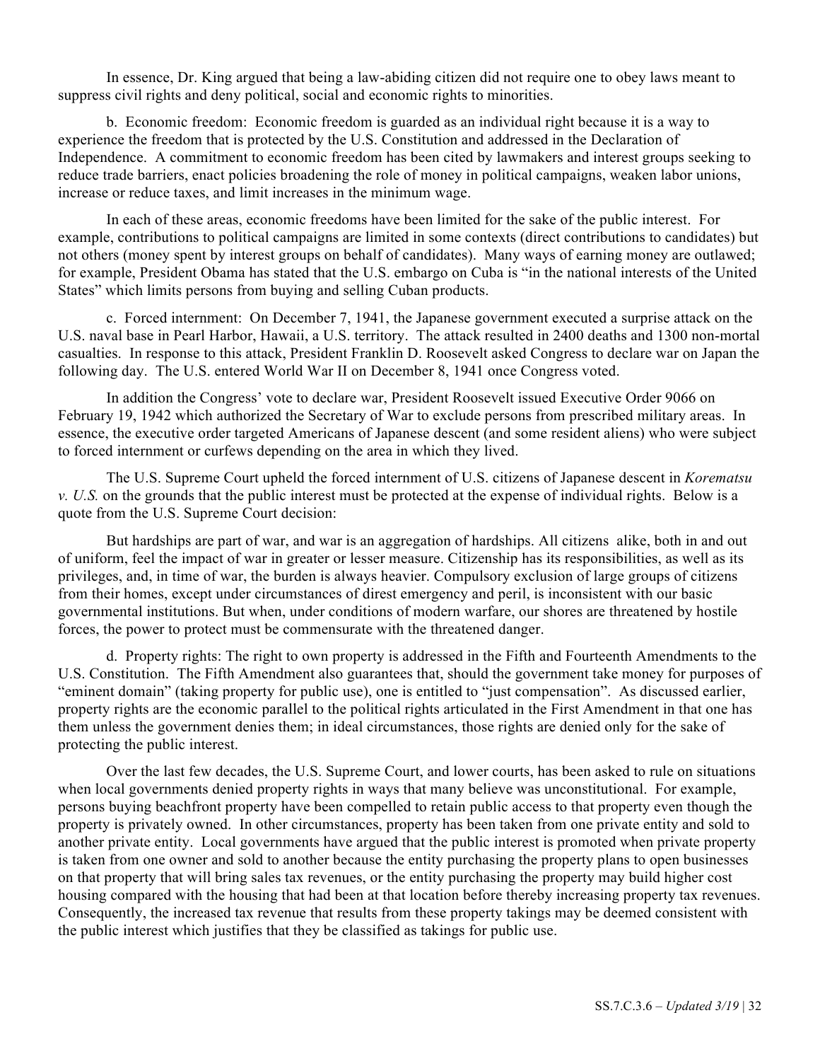In essence, Dr. King argued that being a law-abiding citizen did not require one to obey laws meant to suppress civil rights and deny political, social and economic rights to minorities.

b. Economic freedom: Economic freedom is guarded as an individual right because it is a way to experience the freedom that is protected by the U.S. Constitution and addressed in the Declaration of Independence. A commitment to economic freedom has been cited by lawmakers and interest groups seeking to reduce trade barriers, enact policies broadening the role of money in political campaigns, weaken labor unions, increase or reduce taxes, and limit increases in the minimum wage.

In each of these areas, economic freedoms have been limited for the sake of the public interest. For example, contributions to political campaigns are limited in some contexts (direct contributions to candidates) but not others (money spent by interest groups on behalf of candidates). Many ways of earning money are outlawed; for example, President Obama has stated that the U.S. embargo on Cuba is "in the national interests of the United States" which limits persons from buying and selling Cuban products.

c. Forced internment: On December 7, 1941, the Japanese government executed a surprise attack on the U.S. naval base in Pearl Harbor, Hawaii, a U.S. territory. The attack resulted in 2400 deaths and 1300 non-mortal casualties. In response to this attack, President Franklin D. Roosevelt asked Congress to declare war on Japan the following day. The U.S. entered World War II on December 8, 1941 once Congress voted.

In addition the Congress' vote to declare war, President Roosevelt issued Executive Order 9066 on February 19, 1942 which authorized the Secretary of War to exclude persons from prescribed military areas. In essence, the executive order targeted Americans of Japanese descent (and some resident aliens) who were subject to forced internment or curfews depending on the area in which they lived.

The U.S. Supreme Court upheld the forced internment of U.S. citizens of Japanese descent in *Korematsu v. U.S.* on the grounds that the public interest must be protected at the expense of individual rights. Below is a quote from the U.S. Supreme Court decision:

But hardships are part of war, and war is an aggregation of hardships. All citizens alike, both in and out of uniform, feel the impact of war in greater or lesser measure. Citizenship has its responsibilities, as well as its privileges, and, in time of war, the burden is always heavier. Compulsory exclusion of large groups of citizens from their homes, except under circumstances of direst emergency and peril, is inconsistent with our basic governmental institutions. But when, under conditions of modern warfare, our shores are threatened by hostile forces, the power to protect must be commensurate with the threatened danger.

d. Property rights: The right to own property is addressed in the Fifth and Fourteenth Amendments to the U.S. Constitution. The Fifth Amendment also guarantees that, should the government take money for purposes of "eminent domain" (taking property for public use), one is entitled to "just compensation". As discussed earlier, property rights are the economic parallel to the political rights articulated in the First Amendment in that one has them unless the government denies them; in ideal circumstances, those rights are denied only for the sake of protecting the public interest.

Over the last few decades, the U.S. Supreme Court, and lower courts, has been asked to rule on situations when local governments denied property rights in ways that many believe was unconstitutional. For example, persons buying beachfront property have been compelled to retain public access to that property even though the property is privately owned. In other circumstances, property has been taken from one private entity and sold to another private entity. Local governments have argued that the public interest is promoted when private property is taken from one owner and sold to another because the entity purchasing the property plans to open businesses on that property that will bring sales tax revenues, or the entity purchasing the property may build higher cost housing compared with the housing that had been at that location before thereby increasing property tax revenues. Consequently, the increased tax revenue that results from these property takings may be deemed consistent with the public interest which justifies that they be classified as takings for public use.